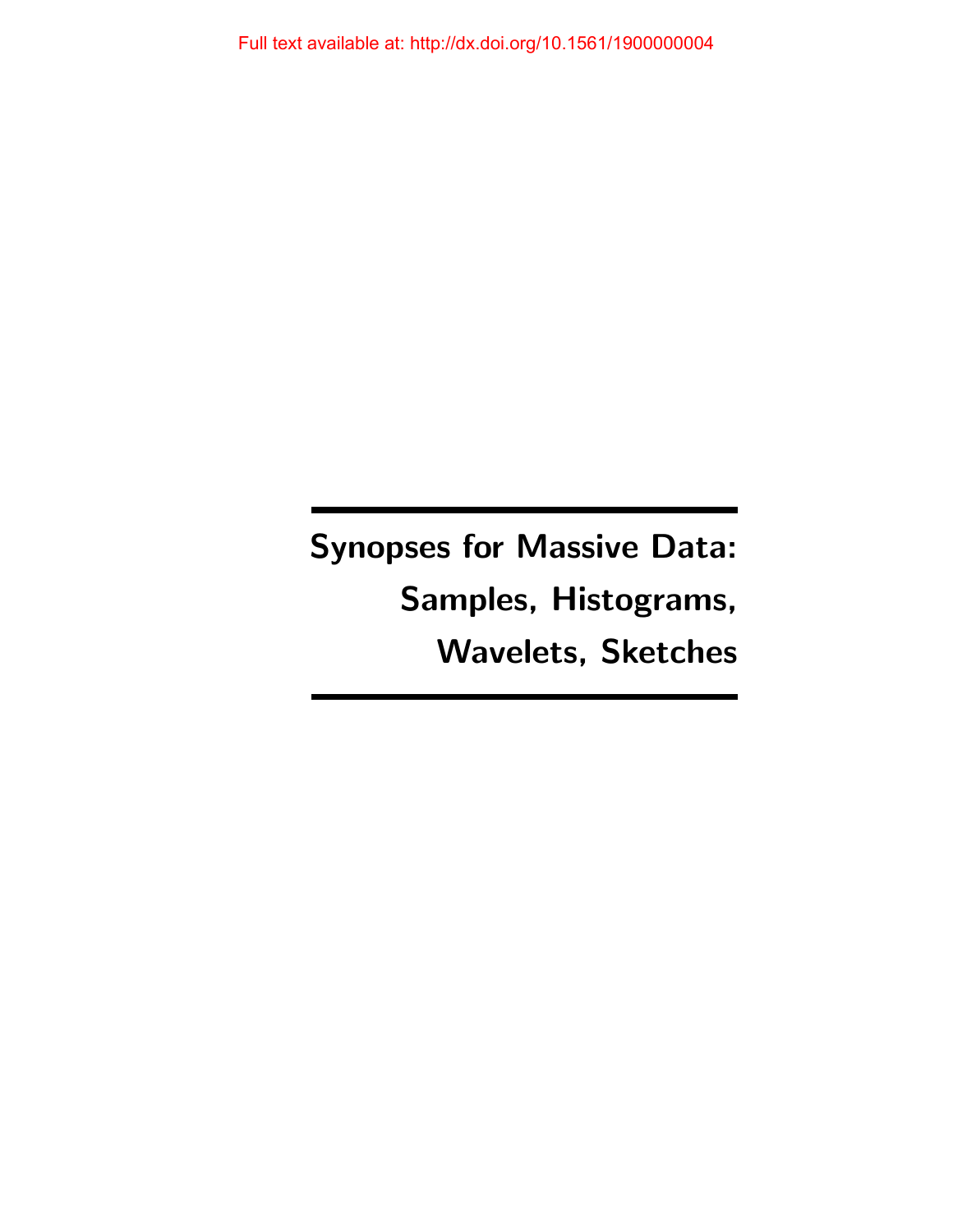# Synopses for Massive Data: Samples, Histograms, Wavelets, Sketches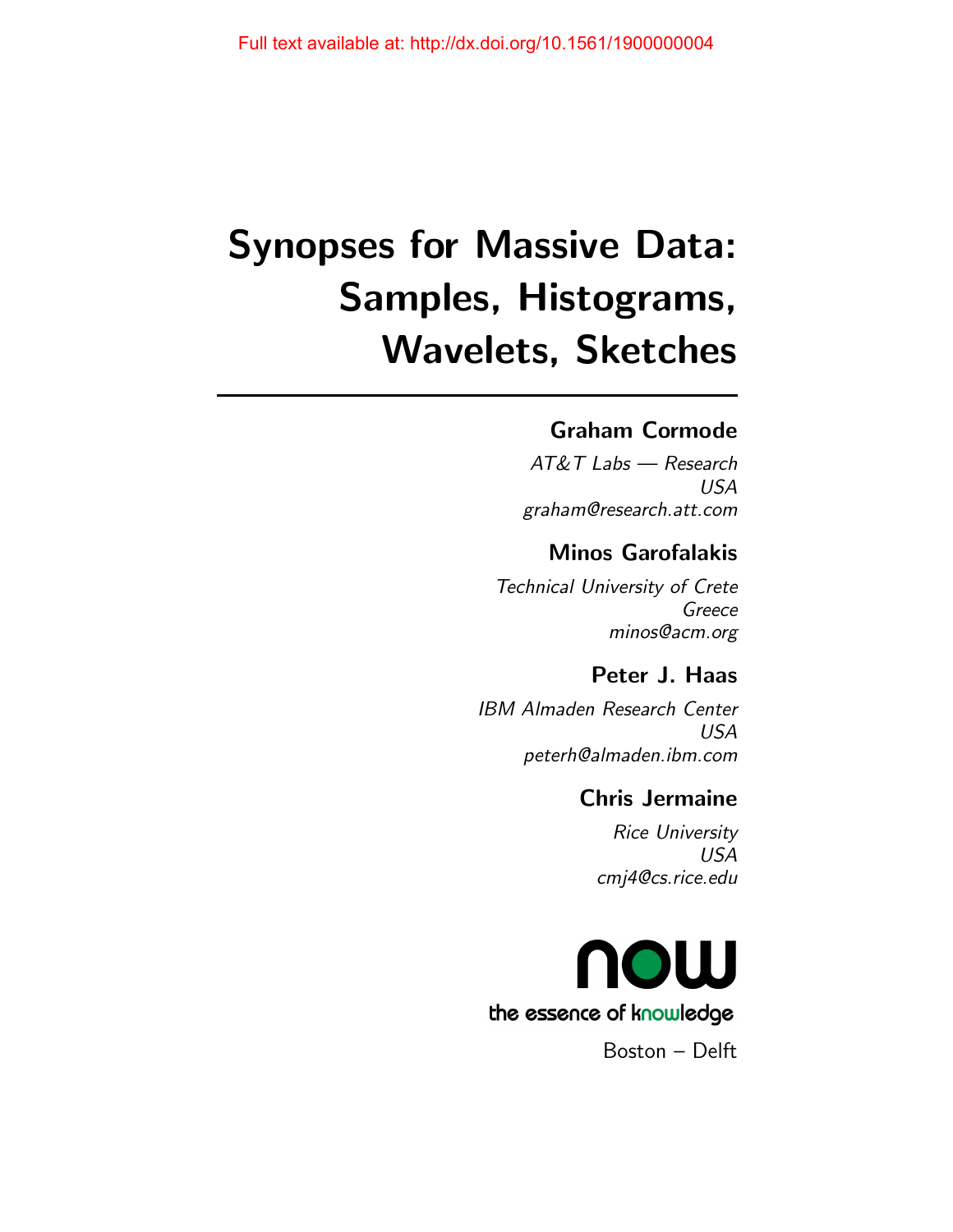# Synopses for Massive Data: Samples, Histograms, Wavelets, Sketches

**Graham Cormode**

*AT&T Labs — Research*
*USA*
*graham@research.att.com*

**Minos Garofalakis**

*Technical University of Crete*
*Greece*
*minos@acm.org*

**Peter J. Haas**

*IBM Almaden Research Center*
*USA*
*peterh@almaden.ibm.com*

**Chris Jermaine**

*Rice University*
*USA*
*cmj4@cs.rice.edu*

now

the essence of knowledge

Boston – Delft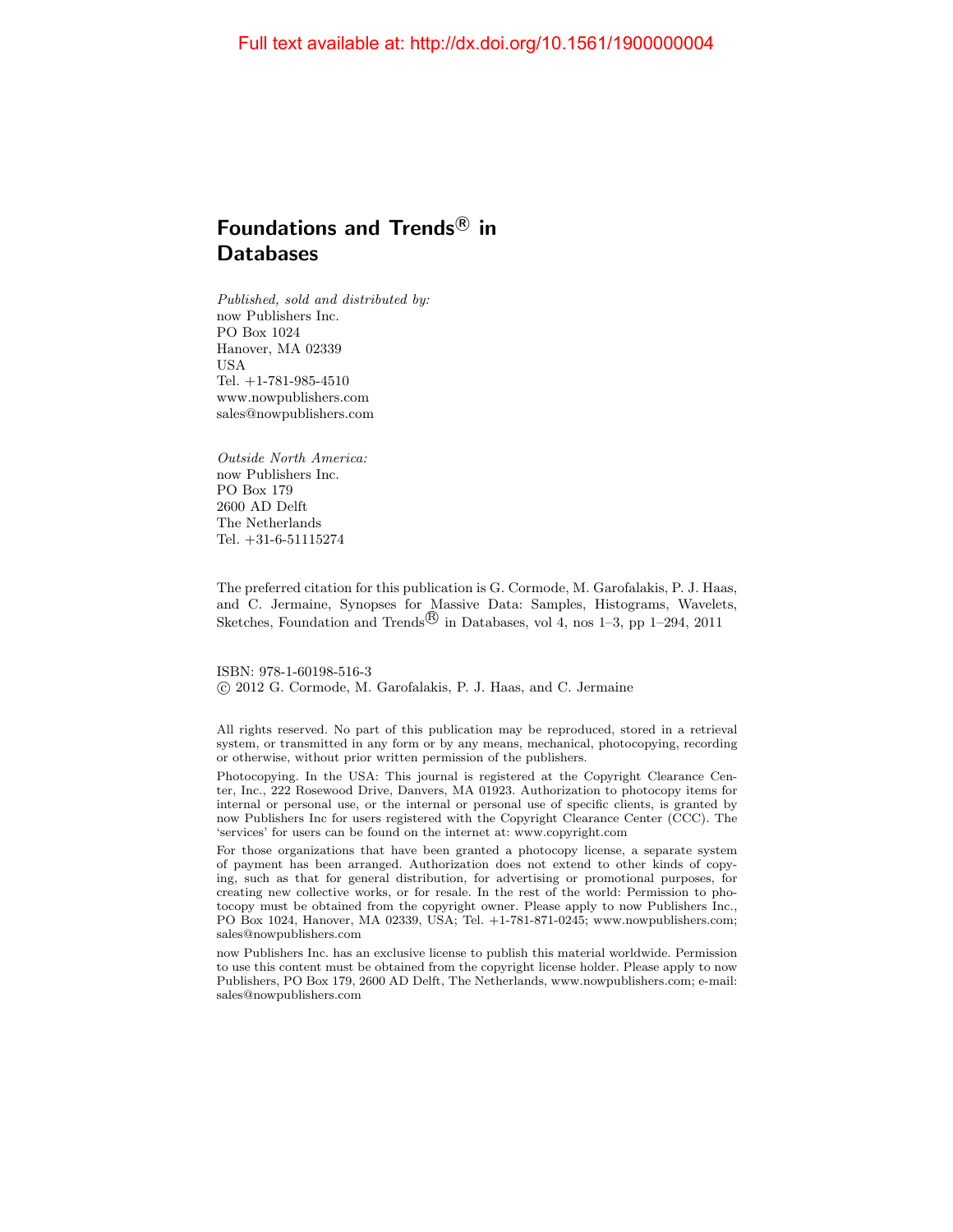Full text available at: http://dx.doi.org/10.1561/1900000004

# Foundations and Trends® in Databases

*Published, sold and distributed by:*
now Publishers Inc.
PO Box 1024
Hanover, MA 02339
USA
Tel. +1-781-985-4510
www.nowpublishers.com
sales@nowpublishers.com

*Outside North America:*
now Publishers Inc.
PO Box 179
2600 AD Delft
The Netherlands
Tel. +31-6-51115274

The preferred citation for this publication is G. Cormode, M. Garofalakis, P. J. Haas, and C. Jermaine, Synopses for Massive Data: Samples, Histograms, Wavelets, Sketches, Foundation and Trends® in Databases, vol 4, nos 1–3, pp 1–294, 2011

ISBN: 978-1-60198-516-3
© 2012 G. Cormode, M. Garofalakis, P. J. Haas, and C. Jermaine

All rights reserved. No part of this publication may be reproduced, stored in a retrieval system, or transmitted in any form or by any means, mechanical, photocopying, recording or otherwise, without prior written permission of the publishers.

Photocopying. In the USA: This journal is registered at the Copyright Clearance Center, Inc., 222 Rosewood Drive, Danvers, MA 01923. Authorization to photocopy items for internal or personal use, or the internal or personal use of specific clients, is granted by now Publishers Inc for users registered with the Copyright Clearance Center (CCC). The 'services' for users can be found on the internet at: www.copyright.com

For those organizations that have been granted a photocopy license, a separate system of payment has been arranged. Authorization does not extend to other kinds of copying, such as that for general distribution, for advertising or promotional purposes, for creating new collective works, or for resale. In the rest of the world: Permission to photocopy must be obtained from the copyright owner. Please apply to now Publishers Inc., PO Box 1024, Hanover, MA 02339, USA; Tel. +1-781-871-0245; www.nowpublishers.com; sales@nowpublishers.com

now Publishers Inc. has an exclusive license to publish this material worldwide. Permission to use this content must be obtained from the copyright license holder. Please apply to now Publishers, PO Box 179, 2600 AD Delft, The Netherlands, www.nowpublishers.com; e-mail: sales@nowpublishers.com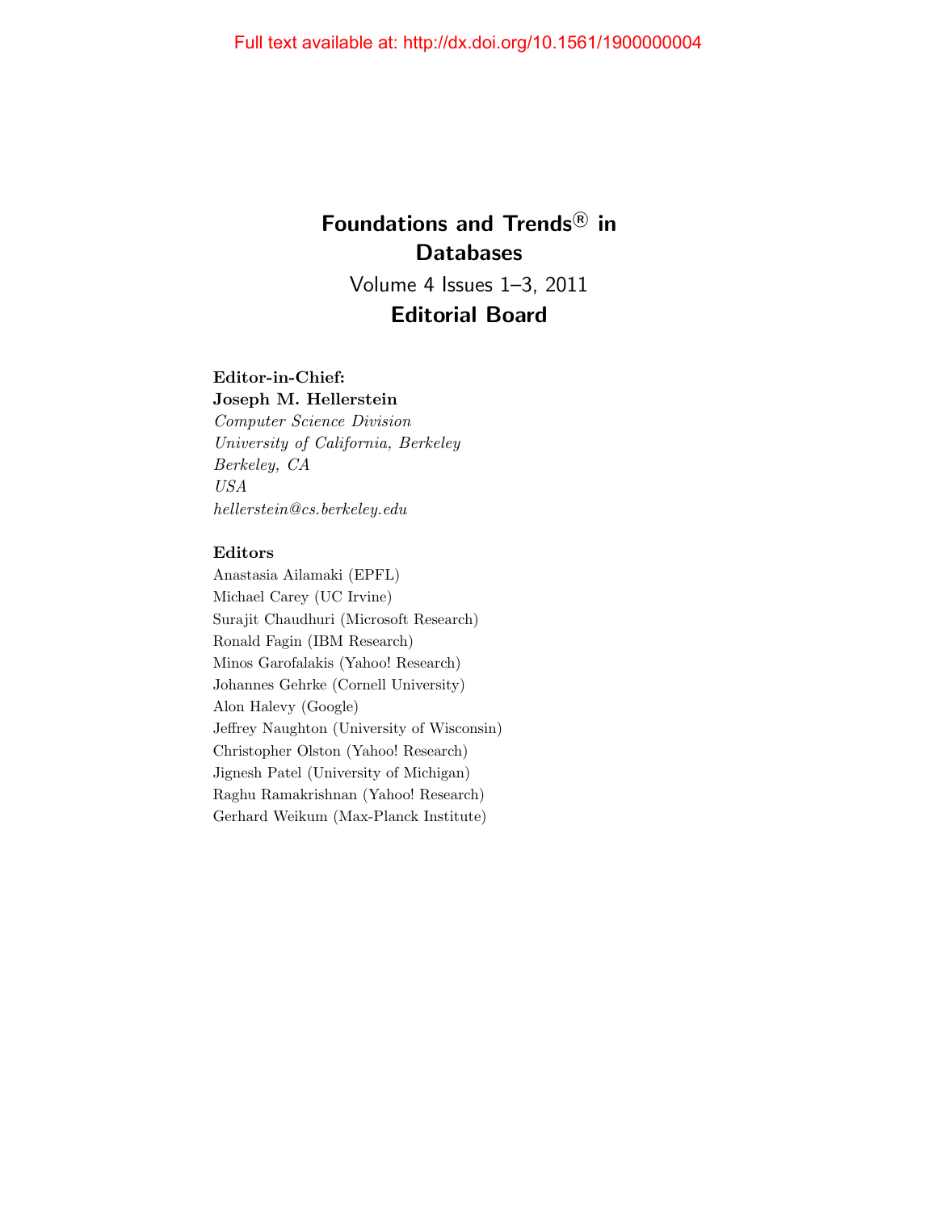# Foundations and Trends® in Databases

Volume 4 Issues 1–3, 2011

## Editorial Board

**Editor-in-Chief:**
**Joseph M. Hellerstein**
*Computer Science Division*
*University of California, Berkeley*
*Berkeley, CA*
*USA*
*hellerstein@cs.berkeley.edu*

**Editors**

Anastasia Ailamaki (EPFL)
Michael Carey (UC Irvine)
Surajit Chaudhuri (Microsoft Research)
Ronald Fagin (IBM Research)
Minos Garofalakis (Yahoo! Research)
Johannes Gehrke (Cornell University)
Alon Halevy (Google)
Jeffrey Naughton (University of Wisconsin)
Christopher Olston (Yahoo! Research)
Jignesh Patel (University of Michigan)
Raghu Ramakrishnan (Yahoo! Research)
Gerhard Weikum (Max-Planck Institute)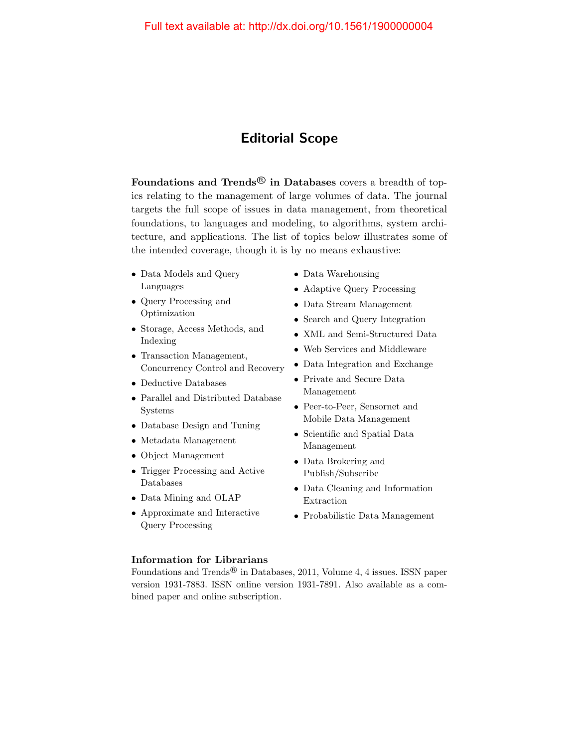# Editorial Scope

**Foundations and Trends® in Databases** covers a breadth of topics relating to the management of large volumes of data. The journal targets the full scope of issues in data management, from theoretical foundations, to languages and modeling, to algorithms, system architecture, and applications. The list of topics below illustrates some of the intended coverage, though it is by no means exhaustive:

- Data Models and Query Languages
- Query Processing and Optimization
- Storage, Access Methods, and Indexing
- Transaction Management, Concurrency Control and Recovery
- Deductive Databases
- Parallel and Distributed Database Systems
- Database Design and Tuning
- Metadata Management
- Object Management
- Trigger Processing and Active Databases
- Data Mining and OLAP
- Approximate and Interactive Query Processing
- Data Warehousing
- Adaptive Query Processing
- Data Stream Management
- Search and Query Integration
- XML and Semi-Structured Data
- Web Services and Middleware
- Data Integration and Exchange
- Private and Secure Data Management
- Peer-to-Peer, Sensornet and Mobile Data Management
- Scientific and Spatial Data Management
- Data Brokering and Publish/Subscribe
- Data Cleaning and Information Extraction
- Probabilistic Data Management

**Information for Librarians**

Foundations and Trends® in Databases, 2011, Volume 4, 4 issues. ISSN paper version 1931-7883. ISSN online version 1931-7891. Also available as a combined paper and online subscription.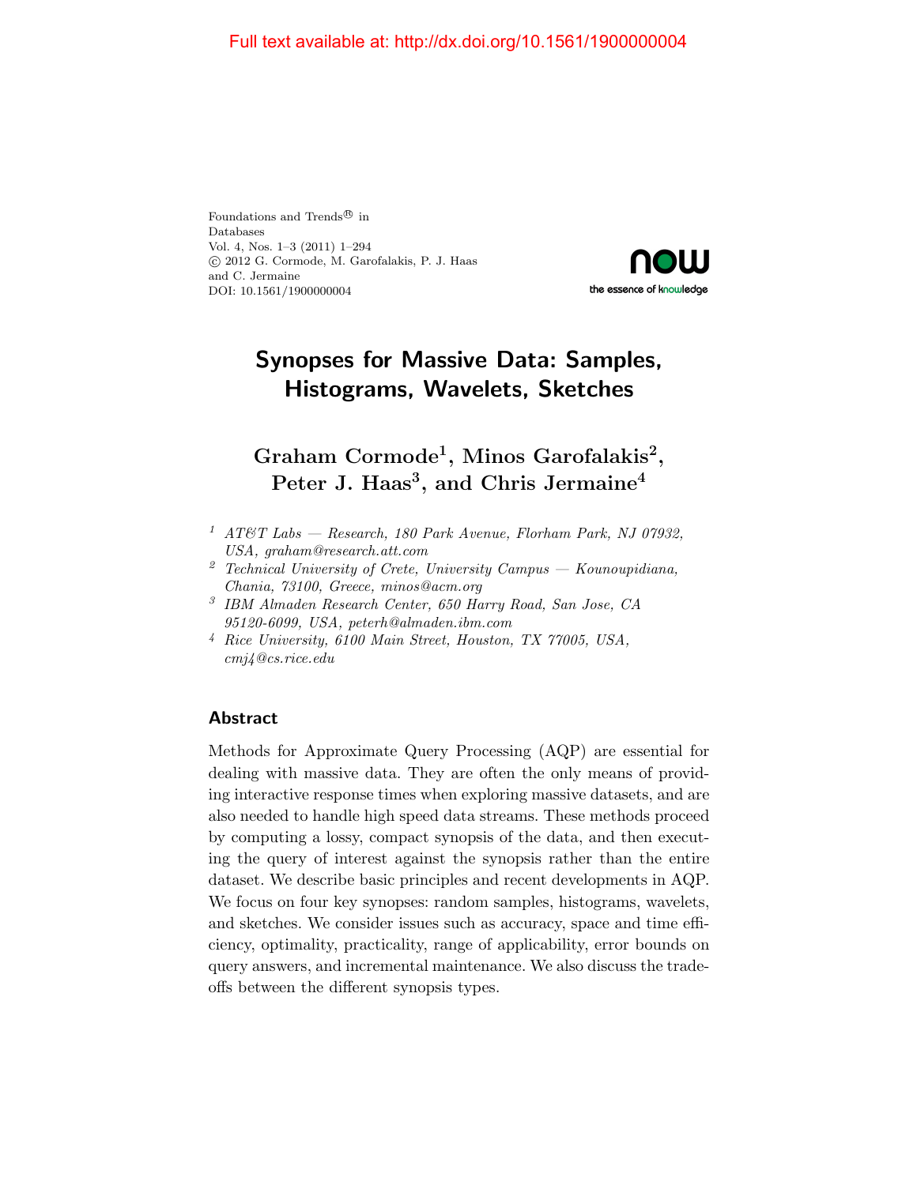Full text available at: http://dx.doi.org/10.1561/1900000004

Foundations and Trends® in
Databases
Vol. 4, Nos. 1–3 (2011) 1–294
© 2012 G. Cormode, M. Garofalakis, P. J. Haas
and C. Jermaine
DOI: 10.1561/1900000004

# Synopses for Massive Data: Samples, Histograms, Wavelets, Sketches

**Graham Cormode[1], Minos Garofalakis[2], Peter J. Haas[3], and Chris Jermaine[4]**

[1] *AT&T Labs — Research, 180 Park Avenue, Florham Park, NJ 07932, USA, graham@research.att.com*

[2] *Technical University of Crete, University Campus — Kounoupidiana, Chania, 73100, Greece, minos@acm.org*

[3] *IBM Almaden Research Center, 650 Harry Road, San Jose, CA 95120-6099, USA, peterh@almaden.ibm.com*

[4] *Rice University, 6100 Main Street, Houston, TX 77005, USA, cmj4@cs.rice.edu*

## Abstract

Methods for Approximate Query Processing (AQP) are essential for dealing with massive data. They are often the only means of providing interactive response times when exploring massive datasets, and are also needed to handle high speed data streams. These methods proceed by computing a lossy, compact synopsis of the data, and then executing the query of interest against the synopsis rather than the entire dataset. We describe basic principles and recent developments in AQP. We focus on four key synopses: random samples, histograms, wavelets, and sketches. We consider issues such as accuracy, space and time efficiency, optimality, practicality, range of applicability, error bounds on query answers, and incremental maintenance. We also discuss the tradeoffs between the different synopsis types.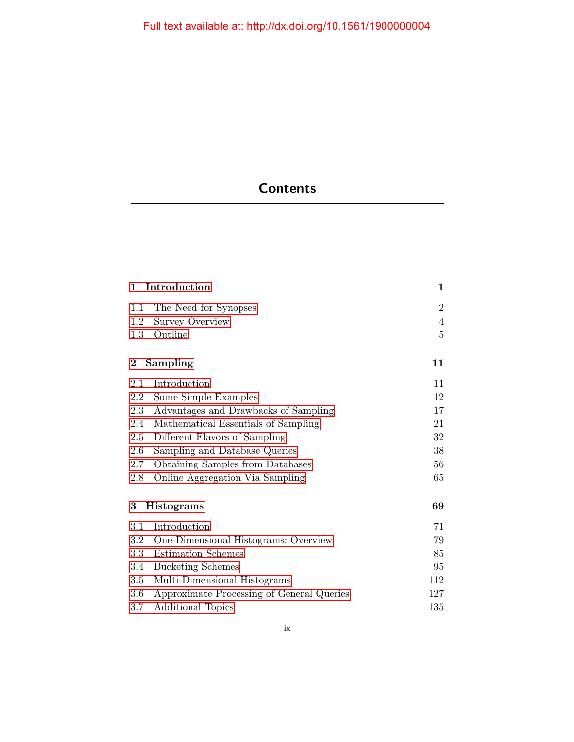# Contents

| | | |
|---|---|---|
| **1** | **Introduction** | **1** |
| 1.1 | The Need for Synopses | 2 |
| 1.2 | Survey Overview | 4 |
| 1.3 | Outline | 5 |
| **2** | **Sampling** | **11** |
| 2.1 | Introduction | 11 |
| 2.2 | Some Simple Examples | 12 |
| 2.3 | Advantages and Drawbacks of Sampling | 17 |
| 2.4 | Mathematical Essentials of Sampling | 21 |
| 2.5 | Different Flavors of Sampling | 32 |
| 2.6 | Sampling and Database Queries | 38 |
| 2.7 | Obtaining Samples from Databases | 56 |
| 2.8 | Online Aggregation Via Sampling | 65 |
| **3** | **Histograms** | **69** |
| 3.1 | Introduction | 71 |
| 3.2 | One-Dimensional Histograms: Overview | 79 |
| 3.3 | Estimation Schemes | 85 |
| 3.4 | Bucketing Schemes | 95 |
| 3.5 | Multi-Dimensional Histograms | 112 |
| 3.6 | Approximate Processing of General Queries | 127 |
| 3.7 | Additional Topics | 135 |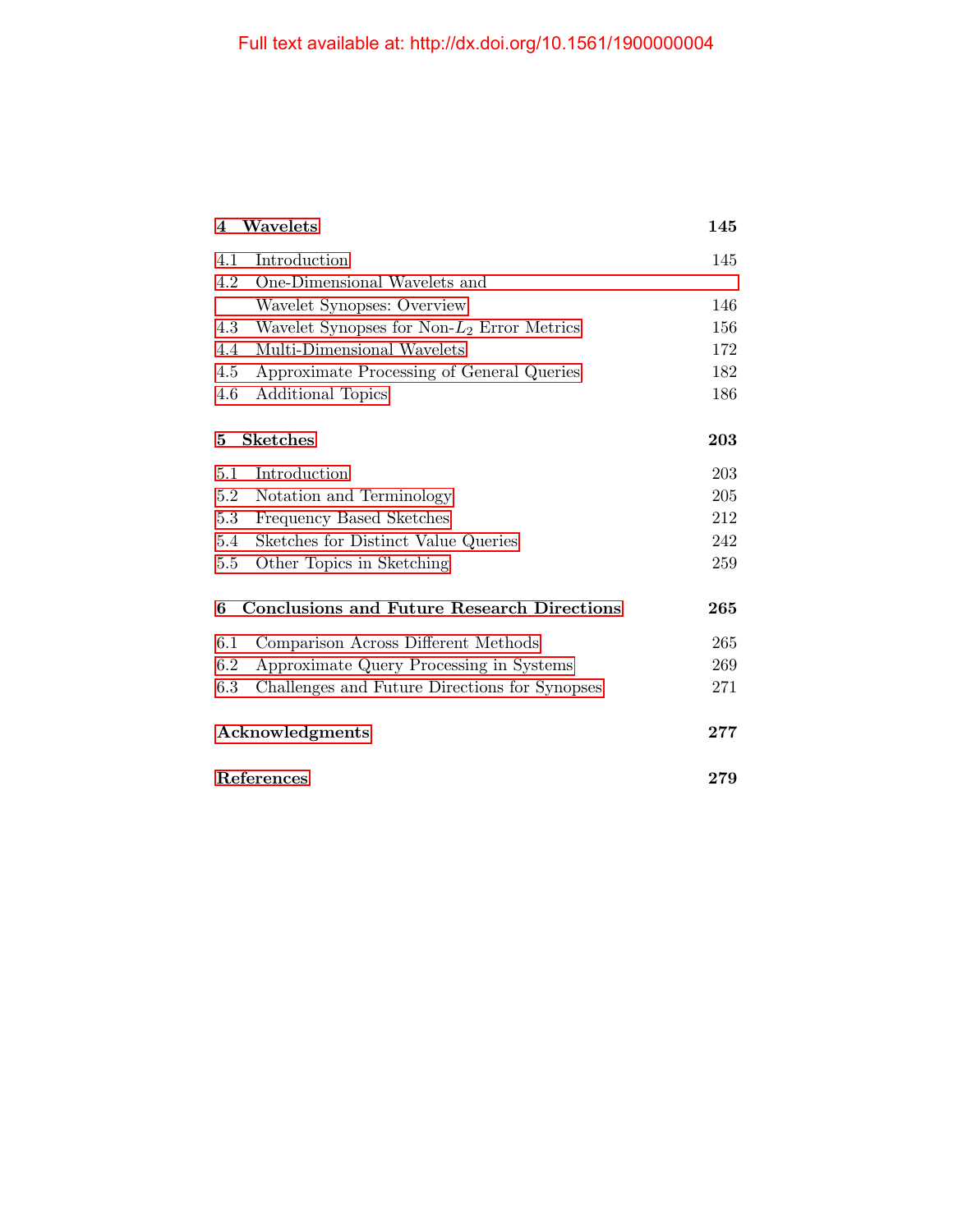**4 Wavelets** **145**

4.1 Introduction 145

4.2 One-Dimensional Wavelets and Wavelet Synopses: Overview 146

4.3 Wavelet Synopses for Non-$L_2$ Error Metrics 156

4.4 Multi-Dimensional Wavelets 172

4.5 Approximate Processing of General Queries 182

4.6 Additional Topics 186

**5 Sketches** **203**

5.1 Introduction 203

5.2 Notation and Terminology 205

5.3 Frequency Based Sketches 212

5.4 Sketches for Distinct Value Queries 242

5.5 Other Topics in Sketching 259

**6 Conclusions and Future Research Directions** **265**

6.1 Comparison Across Different Methods 265

6.2 Approximate Query Processing in Systems 269

6.3 Challenges and Future Directions for Synopses 271

**Acknowledgments** **277**

**References** **279**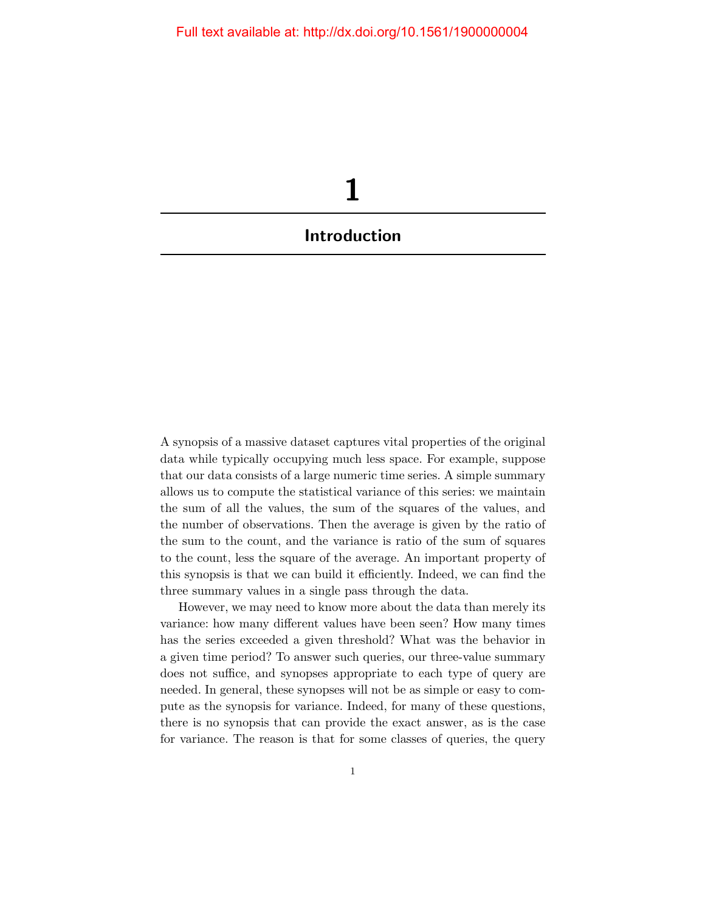# 1

## Introduction

A synopsis of a massive dataset captures vital properties of the original data while typically occupying much less space. For example, suppose that our data consists of a large numeric time series. A simple summary allows us to compute the statistical variance of this series: we maintain the sum of all the values, the sum of the squares of the values, and the number of observations. Then the average is given by the ratio of the sum to the count, and the variance is ratio of the sum of squares to the count, less the square of the average. An important property of this synopsis is that we can build it efficiently. Indeed, we can find the three summary values in a single pass through the data.

However, we may need to know more about the data than merely its variance: how many different values have been seen? How many times has the series exceeded a given threshold? What was the behavior in a given time period? To answer such queries, our three-value summary does not suffice, and synopses appropriate to each type of query are needed. In general, these synopses will not be as simple or easy to compute as the synopsis for variance. Indeed, for many of these questions, there is no synopsis that can provide the exact answer, as is the case for variance. The reason is that for some classes of queries, the query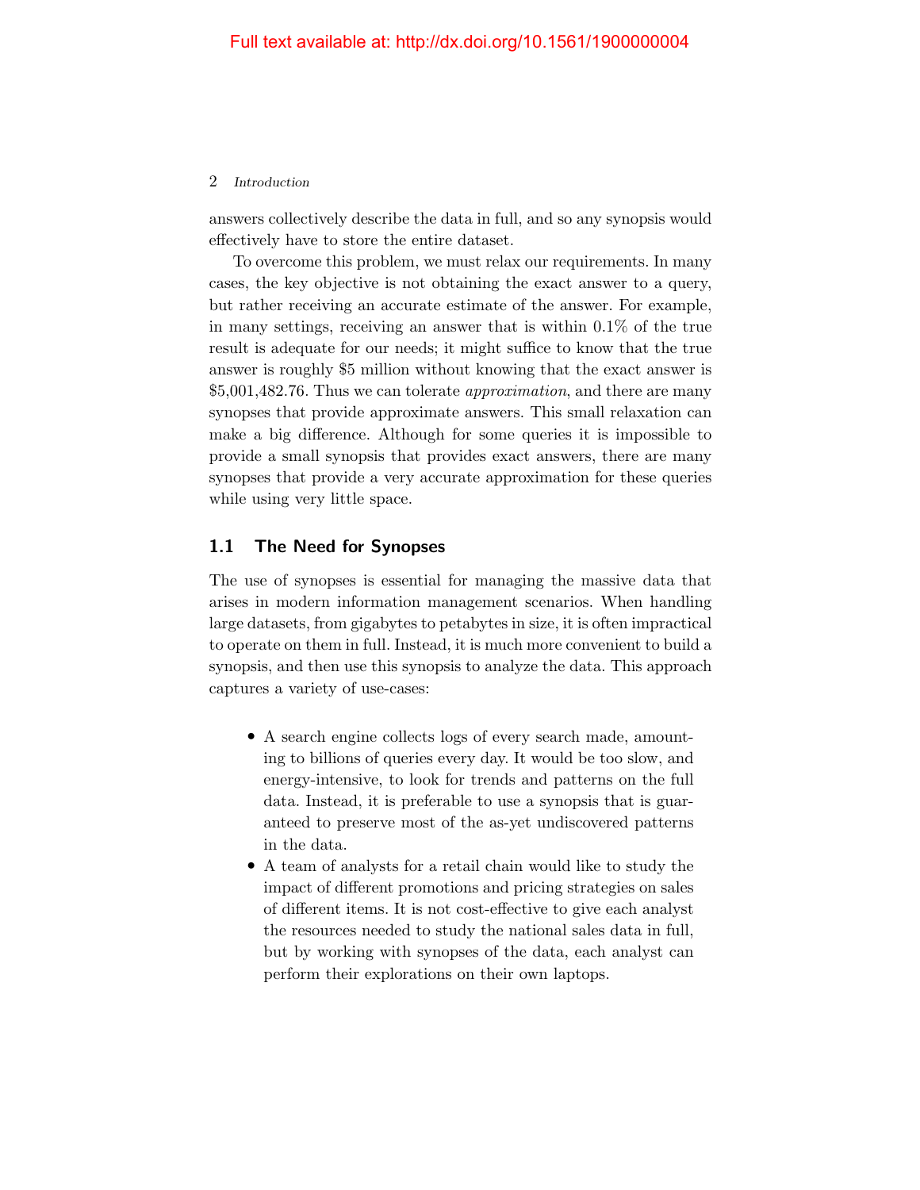answers collectively describe the data in full, and so any synopsis would effectively have to store the entire dataset.

To overcome this problem, we must relax our requirements. In many cases, the key objective is not obtaining the exact answer to a query, but rather receiving an accurate estimate of the answer. For example, in many settings, receiving an answer that is within 0.1% of the true result is adequate for our needs; it might suffice to know that the true answer is roughly $5 million without knowing that the exact answer is $5,001,482.76. Thus we can tolerate *approximation*, and there are many synopses that provide approximate answers. This small relaxation can make a big difference. Although for some queries it is impossible to provide a small synopsis that provides exact answers, there are many synopses that provide a very accurate approximation for these queries while using very little space.

## 1.1 The Need for Synopses

The use of synopses is essential for managing the massive data that arises in modern information management scenarios. When handling large datasets, from gigabytes to petabytes in size, it is often impractical to operate on them in full. Instead, it is much more convenient to build a synopsis, and then use this synopsis to analyze the data. This approach captures a variety of use-cases:

- A search engine collects logs of every search made, amounting to billions of queries every day. It would be too slow, and energy-intensive, to look for trends and patterns on the full data. Instead, it is preferable to use a synopsis that is guaranteed to preserve most of the as-yet undiscovered patterns in the data.
- A team of analysts for a retail chain would like to study the impact of different promotions and pricing strategies on sales of different items. It is not cost-effective to give each analyst the resources needed to study the national sales data in full, but by working with synopses of the data, each analyst can perform their explorations on their own laptops.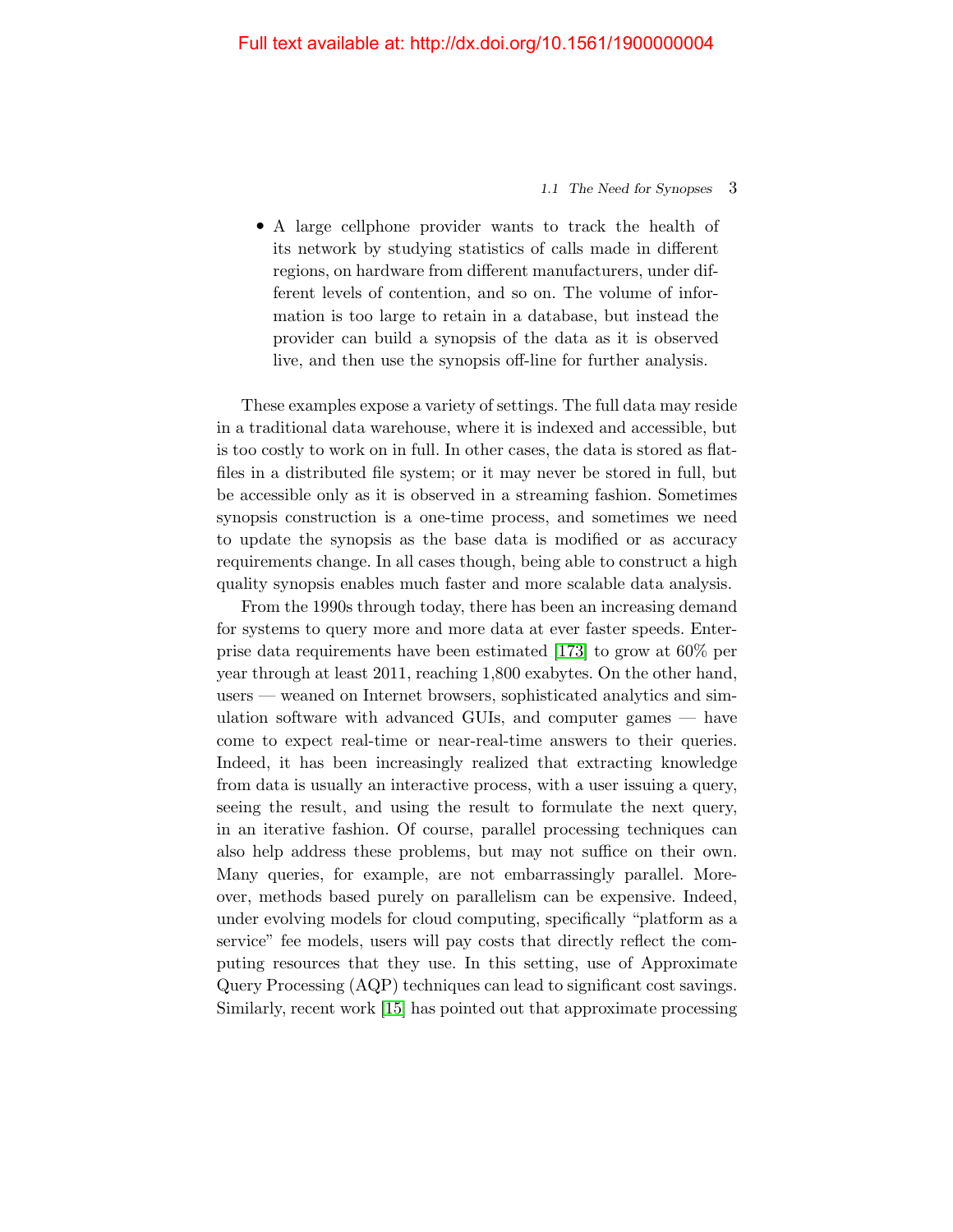- A large cellphone provider wants to track the health of its network by studying statistics of calls made in different regions, on hardware from different manufacturers, under different levels of contention, and so on. The volume of information is too large to retain in a database, but instead the provider can build a synopsis of the data as it is observed live, and then use the synopsis off-line for further analysis.

These examples expose a variety of settings. The full data may reside in a traditional data warehouse, where it is indexed and accessible, but is too costly to work on in full. In other cases, the data is stored as flat-files in a distributed file system; or it may never be stored in full, but be accessible only as it is observed in a streaming fashion. Sometimes synopsis construction is a one-time process, and sometimes we need to update the synopsis as the base data is modified or as accuracy requirements change. In all cases though, being able to construct a high quality synopsis enables much faster and more scalable data analysis.

From the 1990s through today, there has been an increasing demand for systems to query more and more data at ever faster speeds. Enterprise data requirements have been estimated [173] to grow at 60% per year through at least 2011, reaching 1,800 exabytes. On the other hand, users — weaned on Internet browsers, sophisticated analytics and simulation software with advanced GUIs, and computer games — have come to expect real-time or near-real-time answers to their queries. Indeed, it has been increasingly realized that extracting knowledge from data is usually an interactive process, with a user issuing a query, seeing the result, and using the result to formulate the next query, in an iterative fashion. Of course, parallel processing techniques can also help address these problems, but may not suffice on their own. Many queries, for example, are not embarrassingly parallel. Moreover, methods based purely on parallelism can be expensive. Indeed, under evolving models for cloud computing, specifically "platform as a service" fee models, users will pay costs that directly reflect the computing resources that they use. In this setting, use of Approximate Query Processing (AQP) techniques can lead to significant cost savings. Similarly, recent work [15] has pointed out that approximate processing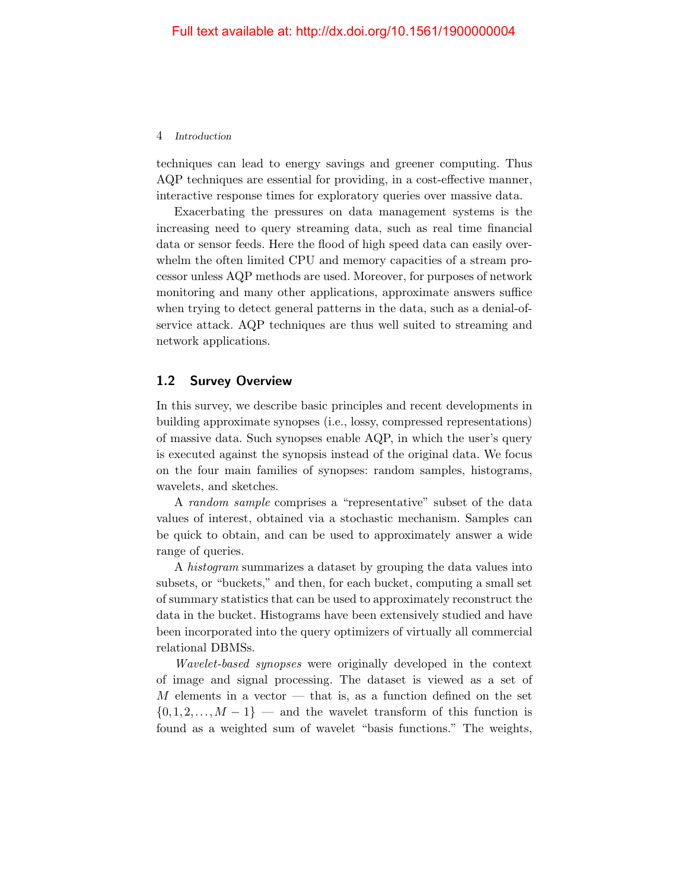techniques can lead to energy savings and greener computing. Thus AQP techniques are essential for providing, in a cost-effective manner, interactive response times for exploratory queries over massive data.

Exacerbating the pressures on data management systems is the increasing need to query streaming data, such as real time financial data or sensor feeds. Here the flood of high speed data can easily overwhelm the often limited CPU and memory capacities of a stream processor unless AQP methods are used. Moreover, for purposes of network monitoring and many other applications, approximate answers suffice when trying to detect general patterns in the data, such as a denial-of-service attack. AQP techniques are thus well suited to streaming and network applications.

## 1.2 Survey Overview

In this survey, we describe basic principles and recent developments in building approximate synopses (i.e., lossy, compressed representations) of massive data. Such synopses enable AQP, in which the user's query is executed against the synopsis instead of the original data. We focus on the four main families of synopses: random samples, histograms, wavelets, and sketches.

A *random sample* comprises a "representative" subset of the data values of interest, obtained via a stochastic mechanism. Samples can be quick to obtain, and can be used to approximately answer a wide range of queries.

A *histogram* summarizes a dataset by grouping the data values into subsets, or "buckets," and then, for each bucket, computing a small set of summary statistics that can be used to approximately reconstruct the data in the bucket. Histograms have been extensively studied and have been incorporated into the query optimizers of virtually all commercial relational DBMSs.

*Wavelet-based synopses* were originally developed in the context of image and signal processing. The dataset is viewed as a set of $M$ elements in a vector — that is, as a function defined on the set $\{0,1,2,\ldots,M-1\}$ — and the wavelet transform of this function is found as a weighted sum of wavelet "basis functions." The weights,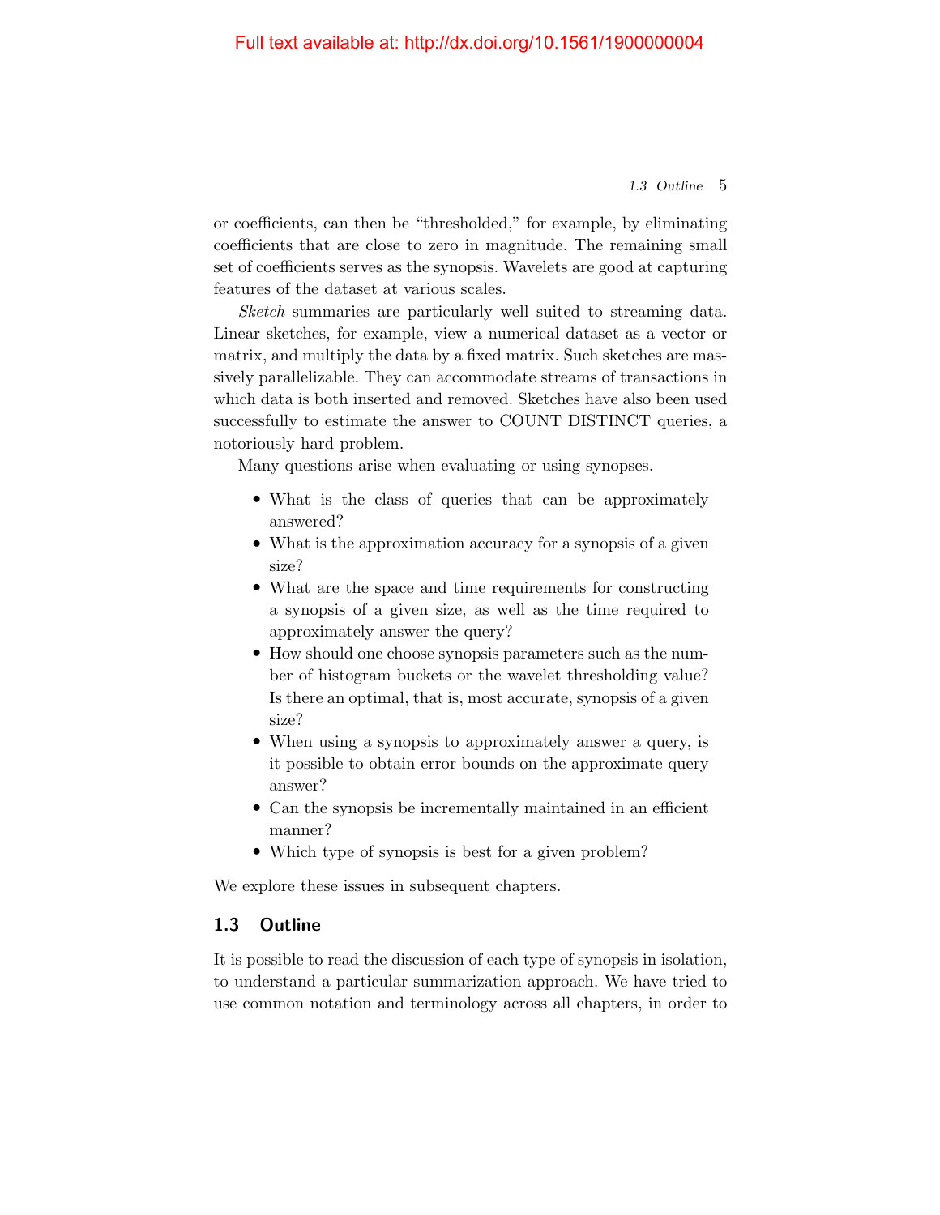or coefficients, can then be "thresholded," for example, by eliminating coefficients that are close to zero in magnitude. The remaining small set of coefficients serves as the synopsis. Wavelets are good at capturing features of the dataset at various scales.

*Sketch* summaries are particularly well suited to streaming data. Linear sketches, for example, view a numerical dataset as a vector or matrix, and multiply the data by a fixed matrix. Such sketches are massively parallelizable. They can accommodate streams of transactions in which data is both inserted and removed. Sketches have also been used successfully to estimate the answer to COUNT DISTINCT queries, a notoriously hard problem.

Many questions arise when evaluating or using synopses.

- What is the class of queries that can be approximately answered?
- What is the approximation accuracy for a synopsis of a given size?
- What are the space and time requirements for constructing a synopsis of a given size, as well as the time required to approximately answer the query?
- How should one choose synopsis parameters such as the number of histogram buckets or the wavelet thresholding value? Is there an optimal, that is, most accurate, synopsis of a given size?
- When using a synopsis to approximately answer a query, is it possible to obtain error bounds on the approximate query answer?
- Can the synopsis be incrementally maintained in an efficient manner?
- Which type of synopsis is best for a given problem?

We explore these issues in subsequent chapters.

## 1.3 Outline

It is possible to read the discussion of each type of synopsis in isolation, to understand a particular summarization approach. We have tried to use common notation and terminology across all chapters, in order to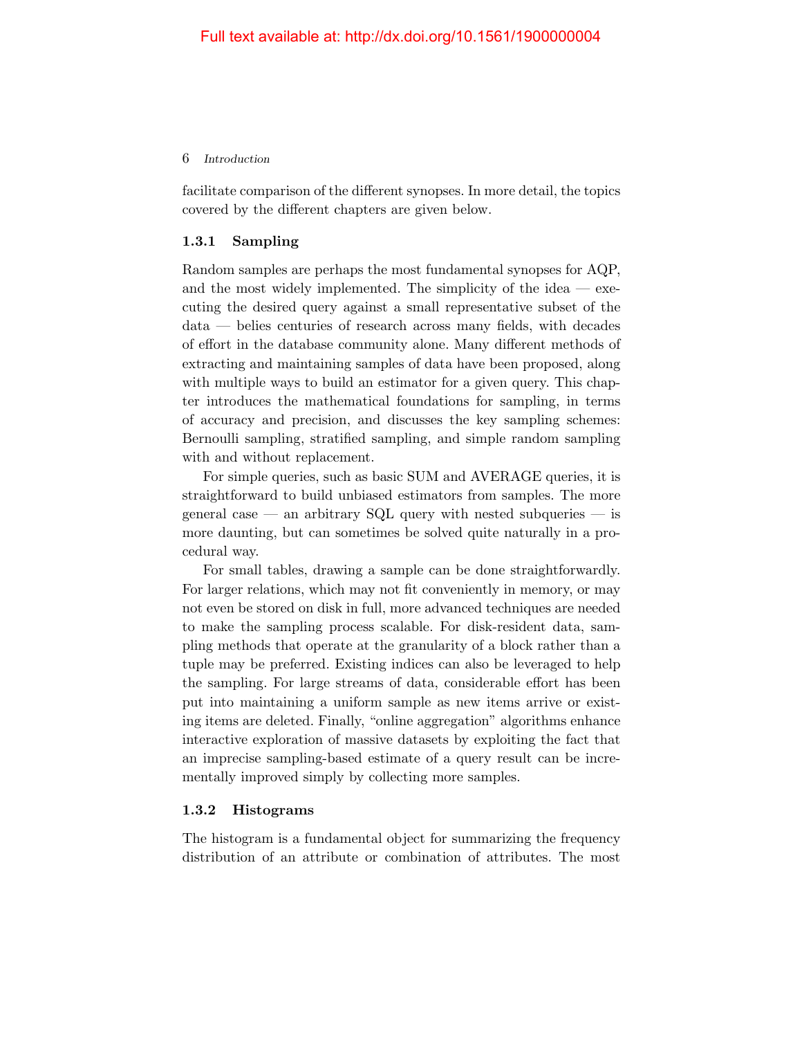facilitate comparison of the different synopses. In more detail, the topics covered by the different chapters are given below.

### 1.3.1 Sampling

Random samples are perhaps the most fundamental synopses for AQP, and the most widely implemented. The simplicity of the idea — executing the desired query against a small representative subset of the data — belies centuries of research across many fields, with decades of effort in the database community alone. Many different methods of extracting and maintaining samples of data have been proposed, along with multiple ways to build an estimator for a given query. This chapter introduces the mathematical foundations for sampling, in terms of accuracy and precision, and discusses the key sampling schemes: Bernoulli sampling, stratified sampling, and simple random sampling with and without replacement.

For simple queries, such as basic SUM and AVERAGE queries, it is straightforward to build unbiased estimators from samples. The more general case — an arbitrary SQL query with nested subqueries — is more daunting, but can sometimes be solved quite naturally in a procedural way.

For small tables, drawing a sample can be done straightforwardly. For larger relations, which may not fit conveniently in memory, or may not even be stored on disk in full, more advanced techniques are needed to make the sampling process scalable. For disk-resident data, sampling methods that operate at the granularity of a block rather than a tuple may be preferred. Existing indices can also be leveraged to help the sampling. For large streams of data, considerable effort has been put into maintaining a uniform sample as new items arrive or existing items are deleted. Finally, "online aggregation" algorithms enhance interactive exploration of massive datasets by exploiting the fact that an imprecise sampling-based estimate of a query result can be incrementally improved simply by collecting more samples.

### 1.3.2 Histograms

The histogram is a fundamental object for summarizing the frequency distribution of an attribute or combination of attributes. The most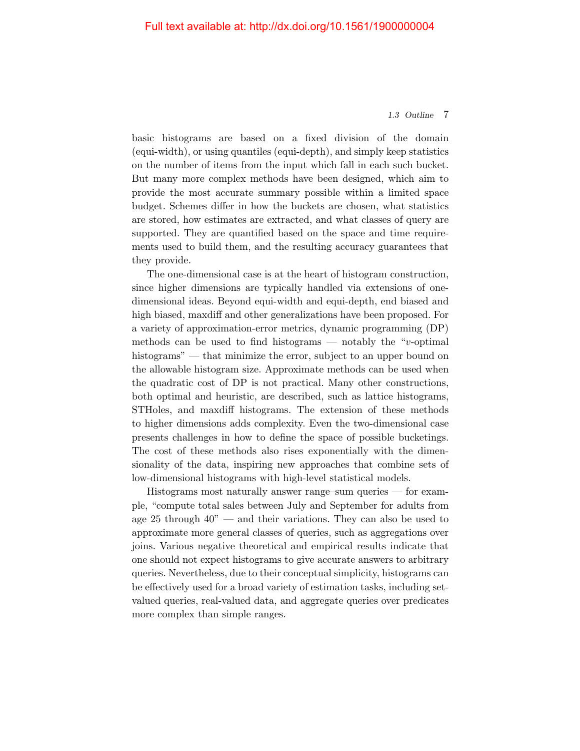basic histograms are based on a fixed division of the domain (equi-width), or using quantiles (equi-depth), and simply keep statistics on the number of items from the input which fall in each such bucket. But many more complex methods have been designed, which aim to provide the most accurate summary possible within a limited space budget. Schemes differ in how the buckets are chosen, what statistics are stored, how estimates are extracted, and what classes of query are supported. They are quantified based on the space and time requirements used to build them, and the resulting accuracy guarantees that they provide.

The one-dimensional case is at the heart of histogram construction, since higher dimensions are typically handled via extensions of one-dimensional ideas. Beyond equi-width and equi-depth, end biased and high biased, maxdiff and other generalizations have been proposed. For a variety of approximation-error metrics, dynamic programming (DP) methods can be used to find histograms — notably the "$v$-optimal histograms" — that minimize the error, subject to an upper bound on the allowable histogram size. Approximate methods can be used when the quadratic cost of DP is not practical. Many other constructions, both optimal and heuristic, are described, such as lattice histograms, STHoles, and maxdiff histograms. The extension of these methods to higher dimensions adds complexity. Even the two-dimensional case presents challenges in how to define the space of possible bucketings. The cost of these methods also rises exponentially with the dimensionality of the data, inspiring new approaches that combine sets of low-dimensional histograms with high-level statistical models.

Histograms most naturally answer range–sum queries — for example, "compute total sales between July and September for adults from age 25 through 40" — and their variations. They can also be used to approximate more general classes of queries, such as aggregations over joins. Various negative theoretical and empirical results indicate that one should not expect histograms to give accurate answers to arbitrary queries. Nevertheless, due to their conceptual simplicity, histograms can be effectively used for a broad variety of estimation tasks, including set-valued queries, real-valued data, and aggregate queries over predicates more complex than simple ranges.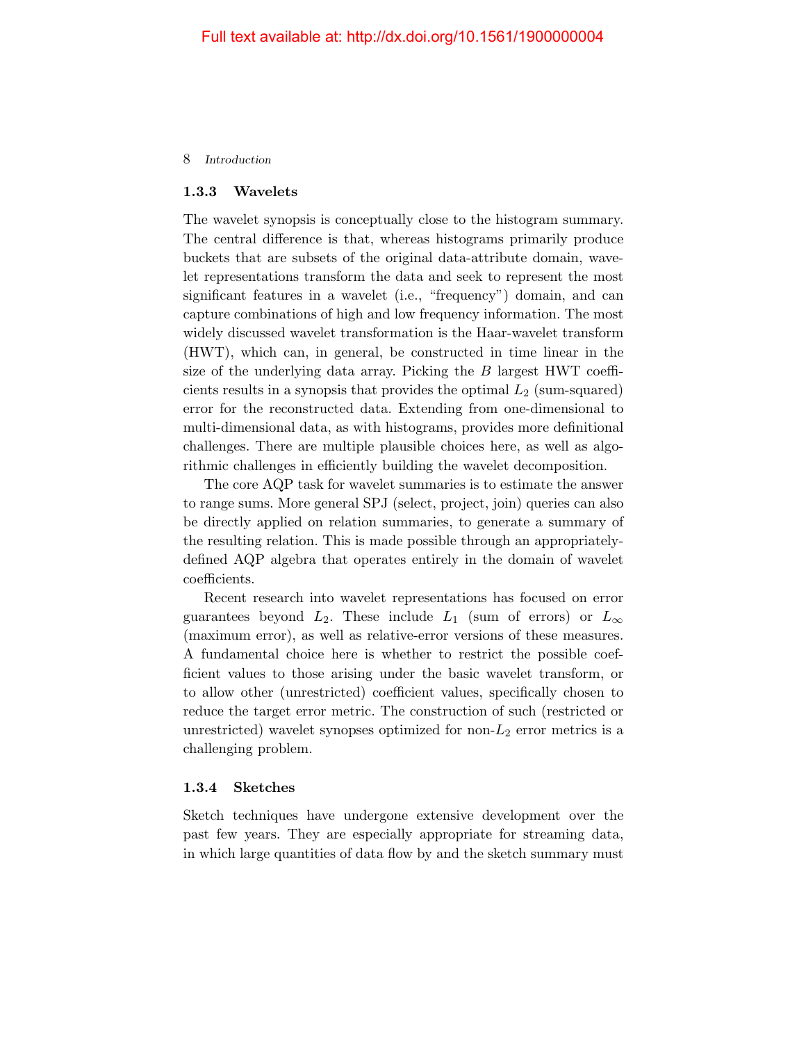### 1.3.3 Wavelets

The wavelet synopsis is conceptually close to the histogram summary. The central difference is that, whereas histograms primarily produce buckets that are subsets of the original data-attribute domain, wavelet representations transform the data and seek to represent the most significant features in a wavelet (i.e., "frequency") domain, and can capture combinations of high and low frequency information. The most widely discussed wavelet transformation is the Haar-wavelet transform (HWT), which can, in general, be constructed in time linear in the size of the underlying data array. Picking the $B$ largest HWT coefficients results in a synopsis that provides the optimal $L_2$ (sum-squared) error for the reconstructed data. Extending from one-dimensional to multi-dimensional data, as with histograms, provides more definitional challenges. There are multiple plausible choices here, as well as algorithmic challenges in efficiently building the wavelet decomposition.

The core AQP task for wavelet summaries is to estimate the answer to range sums. More general SPJ (select, project, join) queries can also be directly applied on relation summaries, to generate a summary of the resulting relation. This is made possible through an appropriately-defined AQP algebra that operates entirely in the domain of wavelet coefficients.

Recent research into wavelet representations has focused on error guarantees beyond $L_2$. These include $L_1$ (sum of errors) or $L_\infty$ (maximum error), as well as relative-error versions of these measures. A fundamental choice here is whether to restrict the possible coefficient values to those arising under the basic wavelet transform, or to allow other (unrestricted) coefficient values, specifically chosen to reduce the target error metric. The construction of such (restricted or unrestricted) wavelet synopses optimized for non-$L_2$ error metrics is a challenging problem.

### 1.3.4 Sketches

Sketch techniques have undergone extensive development over the past few years. They are especially appropriate for streaming data, in which large quantities of data flow by and the sketch summary must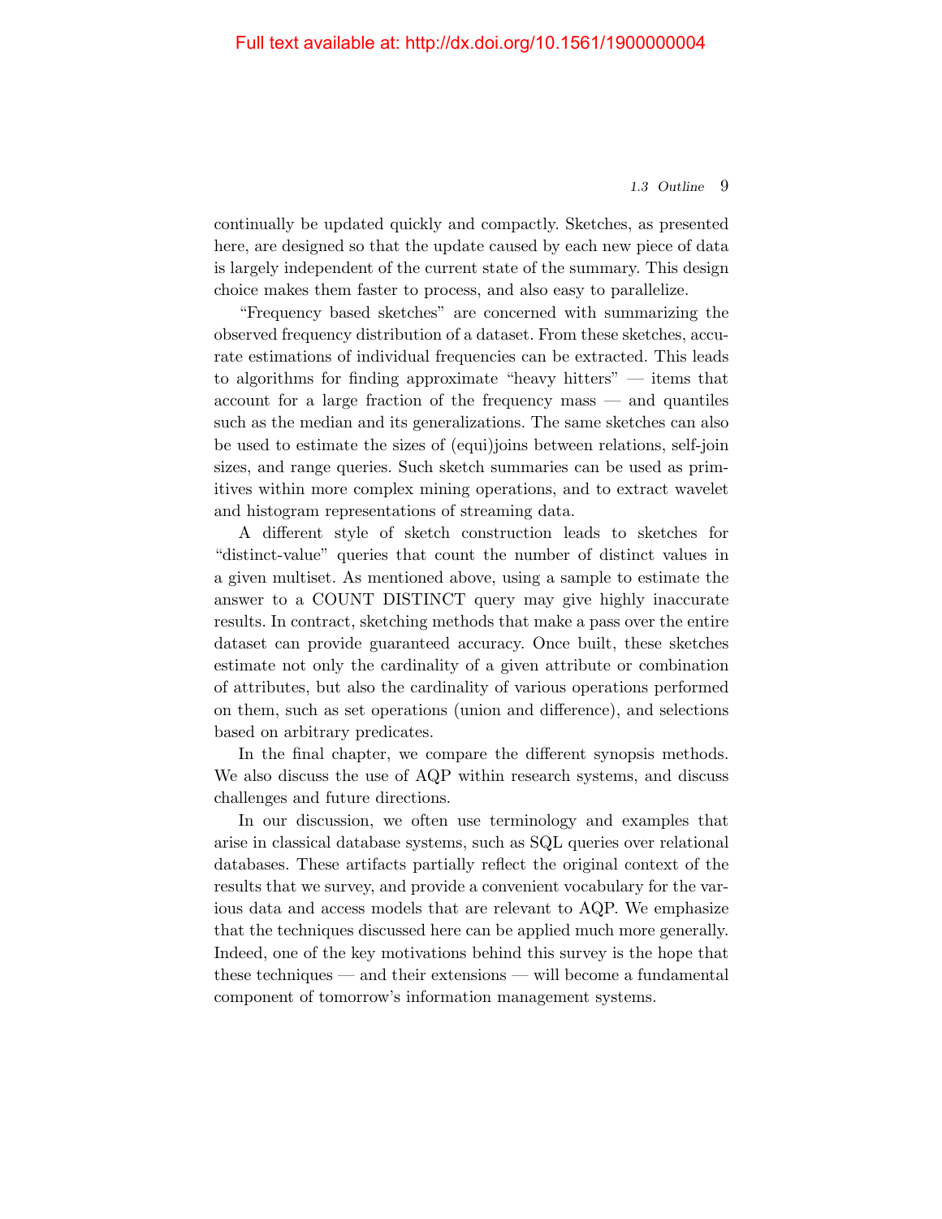continually be updated quickly and compactly. Sketches, as presented here, are designed so that the update caused by each new piece of data is largely independent of the current state of the summary. This design choice makes them faster to process, and also easy to parallelize.

"Frequency based sketches" are concerned with summarizing the observed frequency distribution of a dataset. From these sketches, accurate estimations of individual frequencies can be extracted. This leads to algorithms for finding approximate "heavy hitters" — items that account for a large fraction of the frequency mass — and quantiles such as the median and its generalizations. The same sketches can also be used to estimate the sizes of (equi)joins between relations, self-join sizes, and range queries. Such sketch summaries can be used as primitives within more complex mining operations, and to extract wavelet and histogram representations of streaming data.

A different style of sketch construction leads to sketches for "distinct-value" queries that count the number of distinct values in a given multiset. As mentioned above, using a sample to estimate the answer to a COUNT DISTINCT query may give highly inaccurate results. In contract, sketching methods that make a pass over the entire dataset can provide guaranteed accuracy. Once built, these sketches estimate not only the cardinality of a given attribute or combination of attributes, but also the cardinality of various operations performed on them, such as set operations (union and difference), and selections based on arbitrary predicates.

In the final chapter, we compare the different synopsis methods. We also discuss the use of AQP within research systems, and discuss challenges and future directions.

In our discussion, we often use terminology and examples that arise in classical database systems, such as SQL queries over relational databases. These artifacts partially reflect the original context of the results that we survey, and provide a convenient vocabulary for the various data and access models that are relevant to AQP. We emphasize that the techniques discussed here can be applied much more generally. Indeed, one of the key motivations behind this survey is the hope that these techniques — and their extensions — will become a fundamental component of tomorrow's information management systems.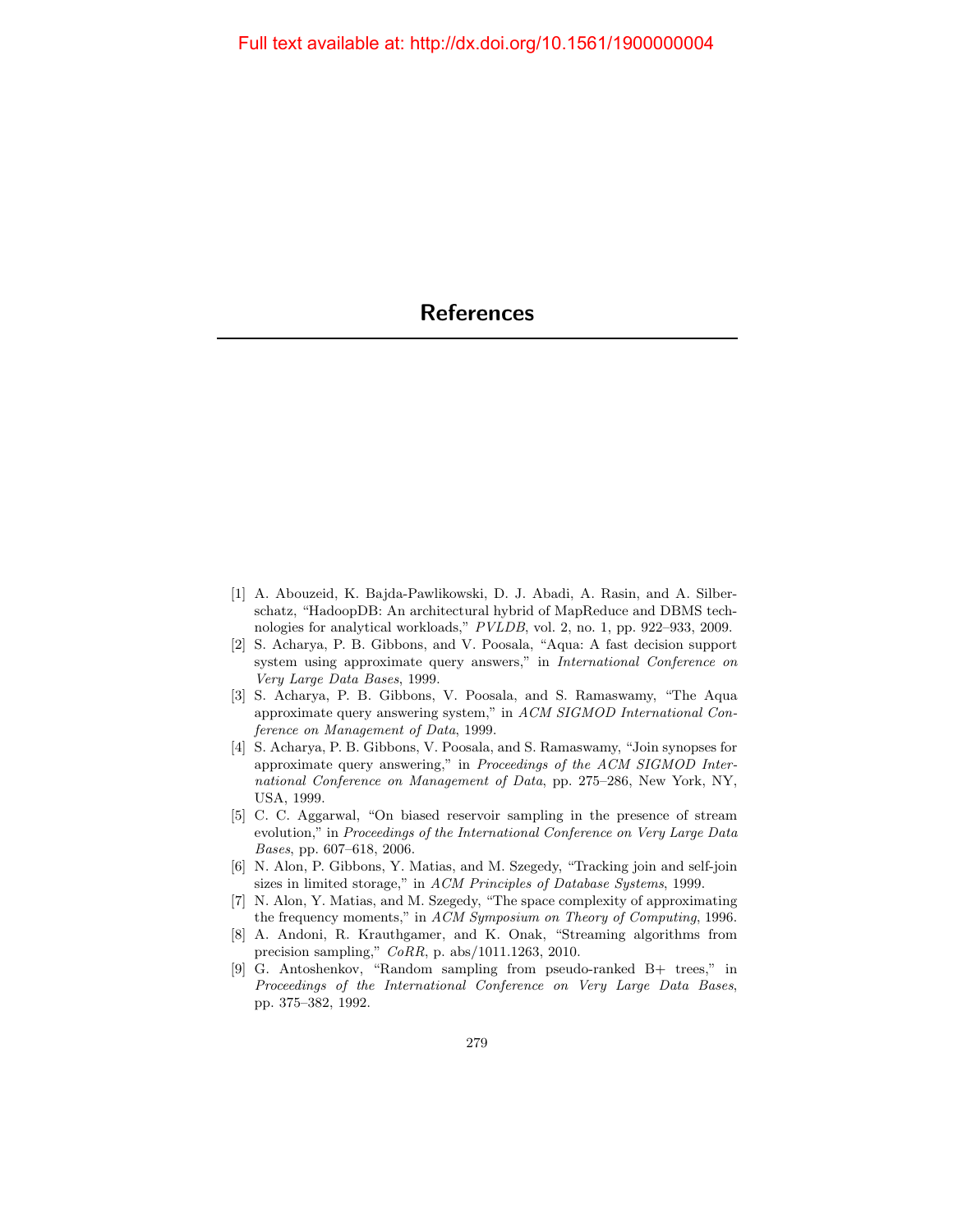# References

[1] A. Abouzeid, K. Bajda-Pawlikowski, D. J. Abadi, A. Rasin, and A. Silberschatz, "HadoopDB: An architectural hybrid of MapReduce and DBMS technologies for analytical workloads," *PVLDB*, vol. 2, no. 1, pp. 922–933, 2009.

[2] S. Acharya, P. B. Gibbons, and V. Poosala, "Aqua: A fast decision support system using approximate query answers," in *International Conference on Very Large Data Bases*, 1999.

[3] S. Acharya, P. B. Gibbons, V. Poosala, and S. Ramaswamy, "The Aqua approximate query answering system," in *ACM SIGMOD International Conference on Management of Data*, 1999.

[4] S. Acharya, P. B. Gibbons, V. Poosala, and S. Ramaswamy, "Join synopses for approximate query answering," in *Proceedings of the ACM SIGMOD International Conference on Management of Data*, pp. 275–286, New York, NY, USA, 1999.

[5] C. C. Aggarwal, "On biased reservoir sampling in the presence of stream evolution," in *Proceedings of the International Conference on Very Large Data Bases*, pp. 607–618, 2006.

[6] N. Alon, P. Gibbons, Y. Matias, and M. Szegedy, "Tracking join and self-join sizes in limited storage," in *ACM Principles of Database Systems*, 1999.

[7] N. Alon, Y. Matias, and M. Szegedy, "The space complexity of approximating the frequency moments," in *ACM Symposium on Theory of Computing*, 1996.

[8] A. Andoni, R. Krauthgamer, and K. Onak, "Streaming algorithms from precision sampling," *CoRR*, p. abs/1011.1263, 2010.

[9] G. Antoshenkov, "Random sampling from pseudo-ranked B+ trees," in *Proceedings of the International Conference on Very Large Data Bases*, pp. 375–382, 1992.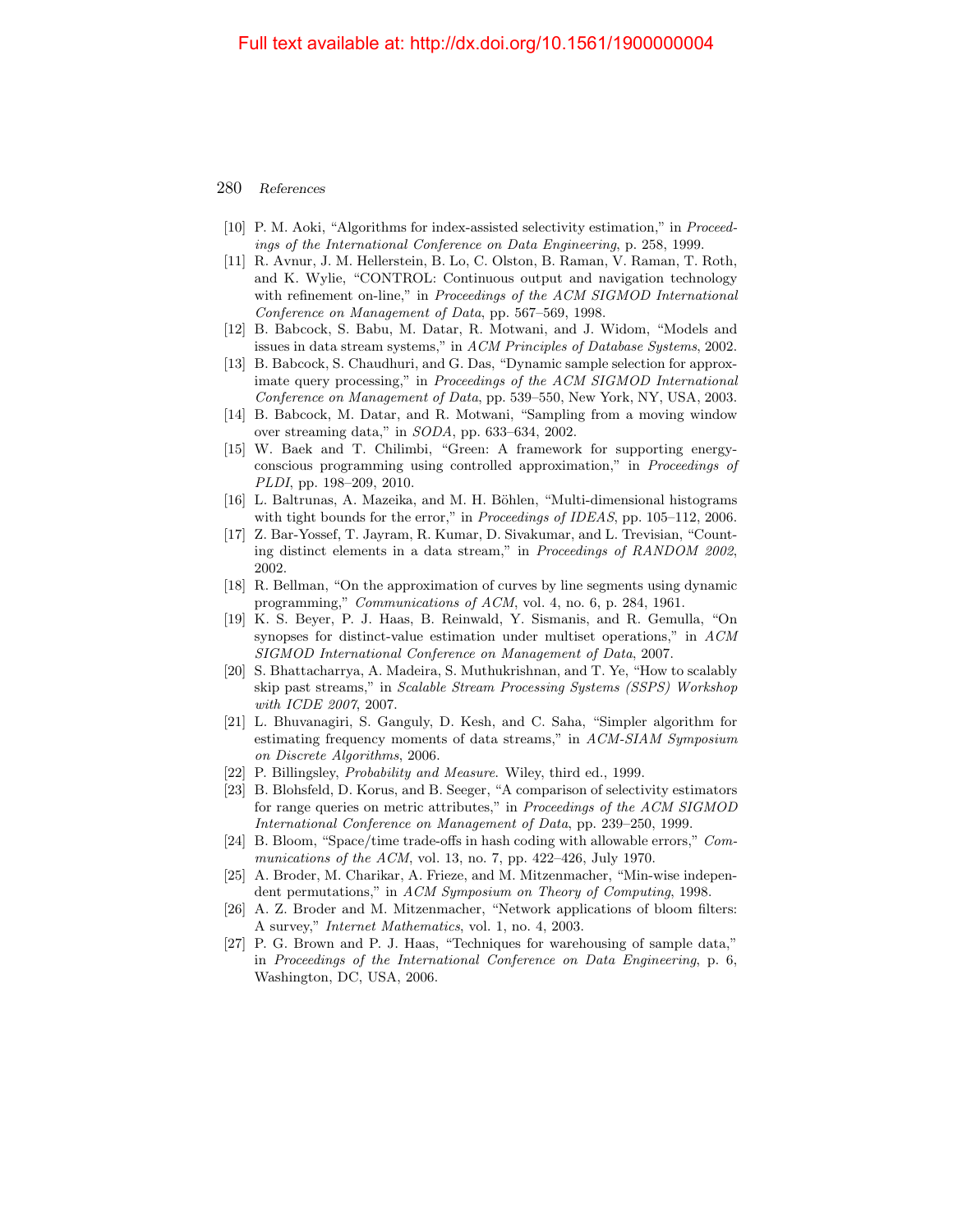- [10] P. M. Aoki, "Algorithms for index-assisted selectivity estimation," in *Proceedings of the International Conference on Data Engineering*, p. 258, 1999.
- [11] R. Avnur, J. M. Hellerstein, B. Lo, C. Olston, B. Raman, V. Raman, T. Roth, and K. Wylie, "CONTROL: Continuous output and navigation technology with refinement on-line," in *Proceedings of the ACM SIGMOD International Conference on Management of Data*, pp. 567–569, 1998.
- [12] B. Babcock, S. Babu, M. Datar, R. Motwani, and J. Widom, "Models and issues in data stream systems," in *ACM Principles of Database Systems*, 2002.
- [13] B. Babcock, S. Chaudhuri, and G. Das, "Dynamic sample selection for approximate query processing," in *Proceedings of the ACM SIGMOD International Conference on Management of Data*, pp. 539–550, New York, NY, USA, 2003.
- [14] B. Babcock, M. Datar, and R. Motwani, "Sampling from a moving window over streaming data," in *SODA*, pp. 633–634, 2002.
- [15] W. Baek and T. Chilimbi, "Green: A framework for supporting energy-conscious programming using controlled approximation," in *Proceedings of PLDI*, pp. 198–209, 2010.
- [16] L. Baltrunas, A. Mazeika, and M. H. Böhlen, "Multi-dimensional histograms with tight bounds for the error," in *Proceedings of IDEAS*, pp. 105–112, 2006.
- [17] Z. Bar-Yossef, T. Jayram, R. Kumar, D. Sivakumar, and L. Trevisian, "Counting distinct elements in a data stream," in *Proceedings of RANDOM 2002*, 2002.
- [18] R. Bellman, "On the approximation of curves by line segments using dynamic programming," *Communications of ACM*, vol. 4, no. 6, p. 284, 1961.
- [19] K. S. Beyer, P. J. Haas, B. Reinwald, Y. Sismanis, and R. Gemulla, "On synopses for distinct-value estimation under multiset operations," in *ACM SIGMOD International Conference on Management of Data*, 2007.
- [20] S. Bhattacharrya, A. Madeira, S. Muthukrishnan, and T. Ye, "How to scalably skip past streams," in *Scalable Stream Processing Systems (SSPS) Workshop with ICDE 2007*, 2007.
- [21] L. Bhuvanagiri, S. Ganguly, D. Kesh, and C. Saha, "Simpler algorithm for estimating frequency moments of data streams," in *ACM-SIAM Symposium on Discrete Algorithms*, 2006.
- [22] P. Billingsley, *Probability and Measure.* Wiley, third ed., 1999.
- [23] B. Blohsfeld, D. Korus, and B. Seeger, "A comparison of selectivity estimators for range queries on metric attributes," in *Proceedings of the ACM SIGMOD International Conference on Management of Data*, pp. 239–250, 1999.
- [24] B. Bloom, "Space/time trade-offs in hash coding with allowable errors," *Communications of the ACM*, vol. 13, no. 7, pp. 422–426, July 1970.
- [25] A. Broder, M. Charikar, A. Frieze, and M. Mitzenmacher, "Min-wise independent permutations," in *ACM Symposium on Theory of Computing*, 1998.
- [26] A. Z. Broder and M. Mitzenmacher, "Network applications of bloom filters: A survey," *Internet Mathematics*, vol. 1, no. 4, 2003.
- [27] P. G. Brown and P. J. Haas, "Techniques for warehousing of sample data," in *Proceedings of the International Conference on Data Engineering*, p. 6, Washington, DC, USA, 2006.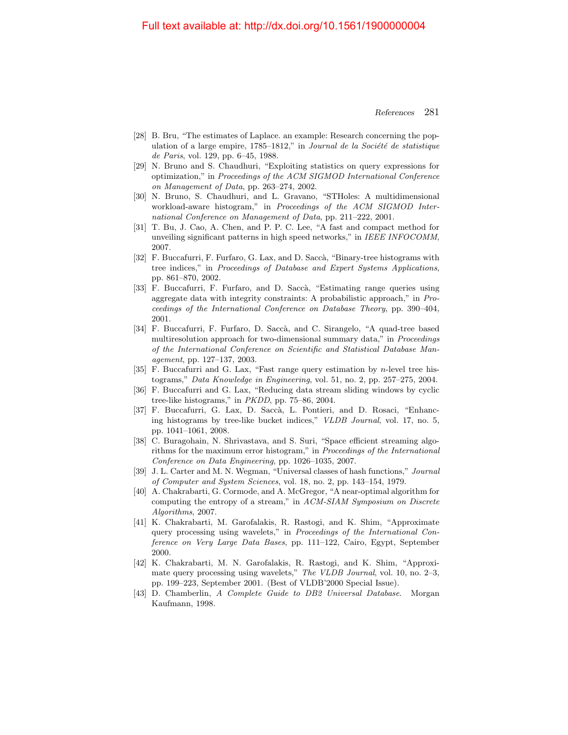[28] B. Bru, "The estimates of Laplace. an example: Research concerning the population of a large empire, 1785–1812," in *Journal de la Société de statistique de Paris*, vol. 129, pp. 6–45, 1988.

[29] N. Bruno and S. Chaudhuri, "Exploiting statistics on query expressions for optimization," in *Proceedings of the ACM SIGMOD International Conference on Management of Data*, pp. 263–274, 2002.

[30] N. Bruno, S. Chaudhuri, and L. Gravano, "STHoles: A multidimensional workload-aware histogram," in *Proceedings of the ACM SIGMOD International Conference on Management of Data*, pp. 211–222, 2001.

[31] T. Bu, J. Cao, A. Chen, and P. P. C. Lee, "A fast and compact method for unveiling significant patterns in high speed networks," in *IEEE INFOCOMM*, 2007.

[32] F. Buccafurri, F. Furfaro, G. Lax, and D. Saccà, "Binary-tree histograms with tree indices," in *Proceedings of Database and Expert Systems Applications*, pp. 861–870, 2002.

[33] F. Buccafurri, F. Furfaro, and D. Saccà, "Estimating range queries using aggregate data with integrity constraints: A probabilistic approach," in *Proceedings of the International Conference on Database Theory*, pp. 390–404, 2001.

[34] F. Buccafurri, F. Furfaro, D. Saccà, and C. Sirangelo, "A quad-tree based multiresolution approach for two-dimensional summary data," in *Proceedings of the International Conference on Scientific and Statistical Database Management*, pp. 127–137, 2003.

[35] F. Buccafurri and G. Lax, "Fast range query estimation by $n$-level tree histograms," *Data Knowledge in Engineering*, vol. 51, no. 2, pp. 257–275, 2004.

[36] F. Buccafurri and G. Lax, "Reducing data stream sliding windows by cyclic tree-like histograms," in *PKDD*, pp. 75–86, 2004.

[37] F. Buccafurri, G. Lax, D. Saccà, L. Pontieri, and D. Rosaci, "Enhancing histograms by tree-like bucket indices," *VLDB Journal*, vol. 17, no. 5, pp. 1041–1061, 2008.

[38] C. Buragohain, N. Shrivastava, and S. Suri, "Space efficient streaming algorithms for the maximum error histogram," in *Proceedings of the International Conference on Data Engineering*, pp. 1026–1035, 2007.

[39] J. L. Carter and M. N. Wegman, "Universal classes of hash functions," *Journal of Computer and System Sciences*, vol. 18, no. 2, pp. 143–154, 1979.

[40] A. Chakrabarti, G. Cormode, and A. McGregor, "A near-optimal algorithm for computing the entropy of a stream," in *ACM-SIAM Symposium on Discrete Algorithms*, 2007.

[41] K. Chakrabarti, M. Garofalakis, R. Rastogi, and K. Shim, "Approximate query processing using wavelets," in *Proceedings of the International Conference on Very Large Data Bases*, pp. 111–122, Cairo, Egypt, September 2000.

[42] K. Chakrabarti, M. N. Garofalakis, R. Rastogi, and K. Shim, "Approximate query processing using wavelets," *The VLDB Journal*, vol. 10, no. 2–3, pp. 199–223, September 2001. (Best of VLDB'2000 Special Issue).

[43] D. Chamberlin, *A Complete Guide to DB2 Universal Database*. Morgan Kaufmann, 1998.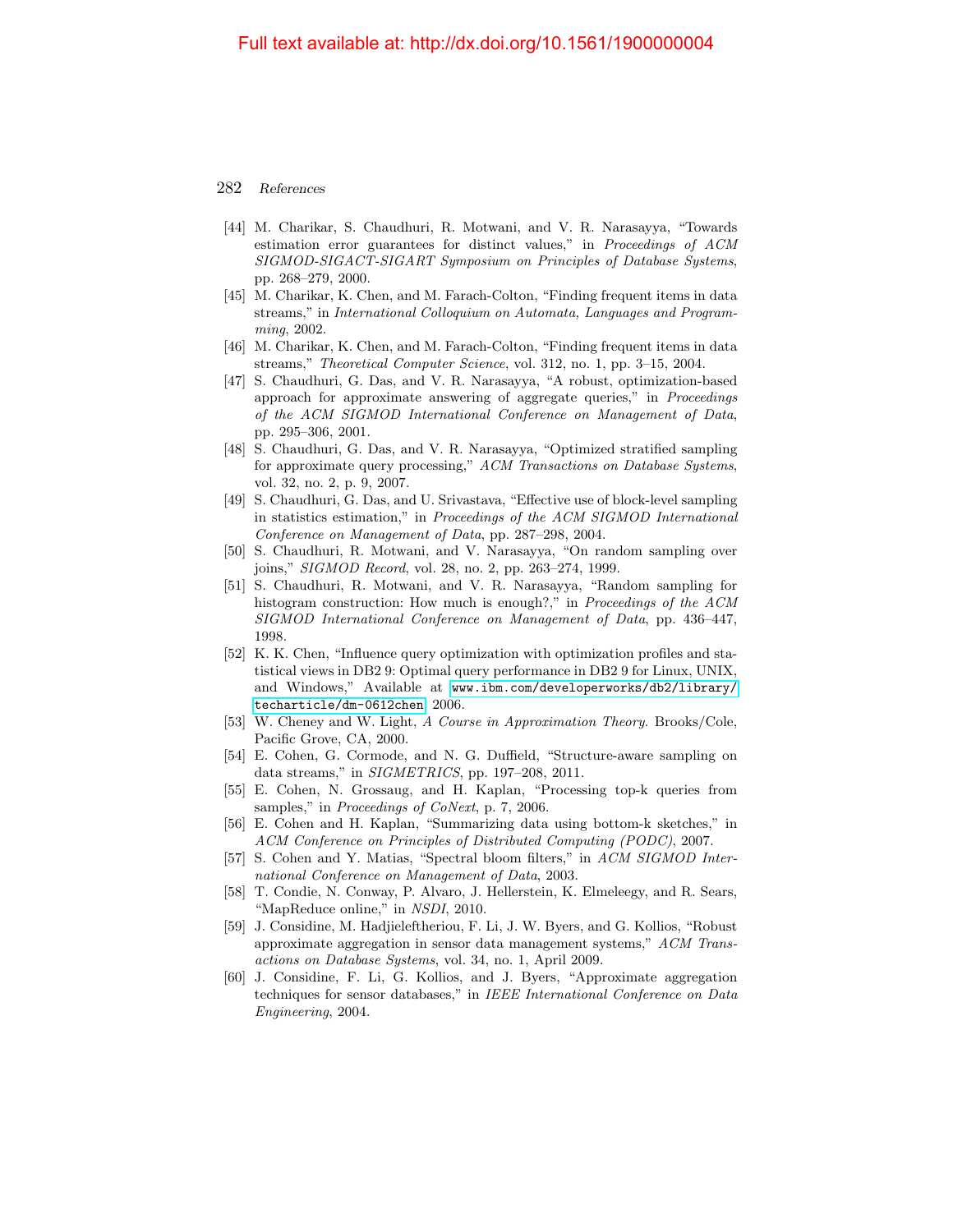- [44] M. Charikar, S. Chaudhuri, R. Motwani, and V. R. Narasayya, "Towards estimation error guarantees for distinct values," in *Proceedings of ACM SIGMOD-SIGACT-SIGART Symposium on Principles of Database Systems*, pp. 268–279, 2000.
- [45] M. Charikar, K. Chen, and M. Farach-Colton, "Finding frequent items in data streams," in *International Colloquium on Automata, Languages and Programming*, 2002.
- [46] M. Charikar, K. Chen, and M. Farach-Colton, "Finding frequent items in data streams," *Theoretical Computer Science*, vol. 312, no. 1, pp. 3–15, 2004.
- [47] S. Chaudhuri, G. Das, and V. R. Narasayya, "A robust, optimization-based approach for approximate answering of aggregate queries," in *Proceedings of the ACM SIGMOD International Conference on Management of Data*, pp. 295–306, 2001.
- [48] S. Chaudhuri, G. Das, and V. R. Narasayya, "Optimized stratified sampling for approximate query processing," *ACM Transactions on Database Systems*, vol. 32, no. 2, p. 9, 2007.
- [49] S. Chaudhuri, G. Das, and U. Srivastava, "Effective use of block-level sampling in statistics estimation," in *Proceedings of the ACM SIGMOD International Conference on Management of Data*, pp. 287–298, 2004.
- [50] S. Chaudhuri, R. Motwani, and V. Narasayya, "On random sampling over joins," *SIGMOD Record*, vol. 28, no. 2, pp. 263–274, 1999.
- [51] S. Chaudhuri, R. Motwani, and V. R. Narasayya, "Random sampling for histogram construction: How much is enough?," in *Proceedings of the ACM SIGMOD International Conference on Management of Data*, pp. 436–447, 1998.
- [52] K. K. Chen, "Influence query optimization with optimization profiles and statistical views in DB2 9: Optimal query performance in DB2 9 for Linux, UNIX, and Windows," Available at www.ibm.com/developerworks/db2/library/techarticle/dm-0612chen, 2006.
- [53] W. Cheney and W. Light, *A Course in Approximation Theory*. Brooks/Cole, Pacific Grove, CA, 2000.
- [54] E. Cohen, G. Cormode, and N. G. Duffield, "Structure-aware sampling on data streams," in *SIGMETRICS*, pp. 197–208, 2011.
- [55] E. Cohen, N. Grossaug, and H. Kaplan, "Processing top-k queries from samples," in *Proceedings of CoNext*, p. 7, 2006.
- [56] E. Cohen and H. Kaplan, "Summarizing data using bottom-k sketches," in *ACM Conference on Principles of Distributed Computing (PODC)*, 2007.
- [57] S. Cohen and Y. Matias, "Spectral bloom filters," in *ACM SIGMOD International Conference on Management of Data*, 2003.
- [58] T. Condie, N. Conway, P. Alvaro, J. Hellerstein, K. Elmeleegy, and R. Sears, "MapReduce online," in *NSDI*, 2010.
- [59] J. Considine, M. Hadjieleftheriou, F. Li, J. W. Byers, and G. Kollios, "Robust approximate aggregation in sensor data management systems," *ACM Transactions on Database Systems*, vol. 34, no. 1, April 2009.
- [60] J. Considine, F. Li, G. Kollios, and J. Byers, "Approximate aggregation techniques for sensor databases," in *IEEE International Conference on Data Engineering*, 2004.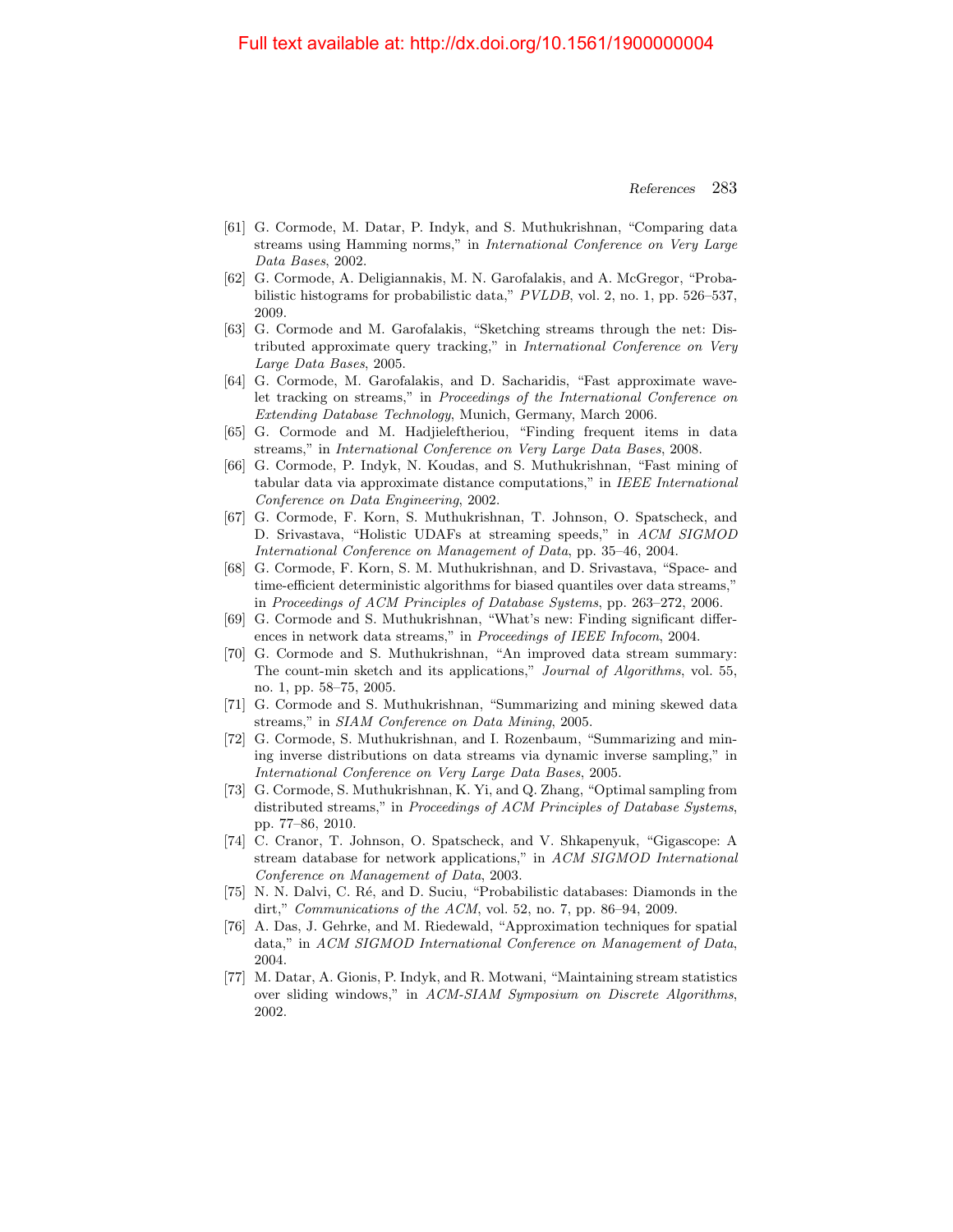[61] G. Cormode, M. Datar, P. Indyk, and S. Muthukrishnan, "Comparing data streams using Hamming norms," in *International Conference on Very Large Data Bases*, 2002.

[62] G. Cormode, A. Deligiannakis, M. N. Garofalakis, and A. McGregor, "Probabilistic histograms for probabilistic data," *PVLDB*, vol. 2, no. 1, pp. 526–537, 2009.

[63] G. Cormode and M. Garofalakis, "Sketching streams through the net: Distributed approximate query tracking," in *International Conference on Very Large Data Bases*, 2005.

[64] G. Cormode, M. Garofalakis, and D. Sacharidis, "Fast approximate wavelet tracking on streams," in *Proceedings of the International Conference on Extending Database Technology*, Munich, Germany, March 2006.

[65] G. Cormode and M. Hadjieleftheriou, "Finding frequent items in data streams," in *International Conference on Very Large Data Bases*, 2008.

[66] G. Cormode, P. Indyk, N. Koudas, and S. Muthukrishnan, "Fast mining of tabular data via approximate distance computations," in *IEEE International Conference on Data Engineering*, 2002.

[67] G. Cormode, F. Korn, S. Muthukrishnan, T. Johnson, O. Spatscheck, and D. Srivastava, "Holistic UDAFs at streaming speeds," in *ACM SIGMOD International Conference on Management of Data*, pp. 35–46, 2004.

[68] G. Cormode, F. Korn, S. M. Muthukrishnan, and D. Srivastava, "Space- and time-efficient deterministic algorithms for biased quantiles over data streams," in *Proceedings of ACM Principles of Database Systems*, pp. 263–272, 2006.

[69] G. Cormode and S. Muthukrishnan, "What's new: Finding significant differences in network data streams," in *Proceedings of IEEE Infocom*, 2004.

[70] G. Cormode and S. Muthukrishnan, "An improved data stream summary: The count-min sketch and its applications," *Journal of Algorithms*, vol. 55, no. 1, pp. 58–75, 2005.

[71] G. Cormode and S. Muthukrishnan, "Summarizing and mining skewed data streams," in *SIAM Conference on Data Mining*, 2005.

[72] G. Cormode, S. Muthukrishnan, and I. Rozenbaum, "Summarizing and mining inverse distributions on data streams via dynamic inverse sampling," in *International Conference on Very Large Data Bases*, 2005.

[73] G. Cormode, S. Muthukrishnan, K. Yi, and Q. Zhang, "Optimal sampling from distributed streams," in *Proceedings of ACM Principles of Database Systems*, pp. 77–86, 2010.

[74] C. Cranor, T. Johnson, O. Spatscheck, and V. Shkapenyuk, "Gigascope: A stream database for network applications," in *ACM SIGMOD International Conference on Management of Data*, 2003.

[75] N. N. Dalvi, C. Ré, and D. Suciu, "Probabilistic databases: Diamonds in the dirt," *Communications of the ACM*, vol. 52, no. 7, pp. 86–94, 2009.

[76] A. Das, J. Gehrke, and M. Riedewald, "Approximation techniques for spatial data," in *ACM SIGMOD International Conference on Management of Data*, 2004.

[77] M. Datar, A. Gionis, P. Indyk, and R. Motwani, "Maintaining stream statistics over sliding windows," in *ACM-SIAM Symposium on Discrete Algorithms*, 2002.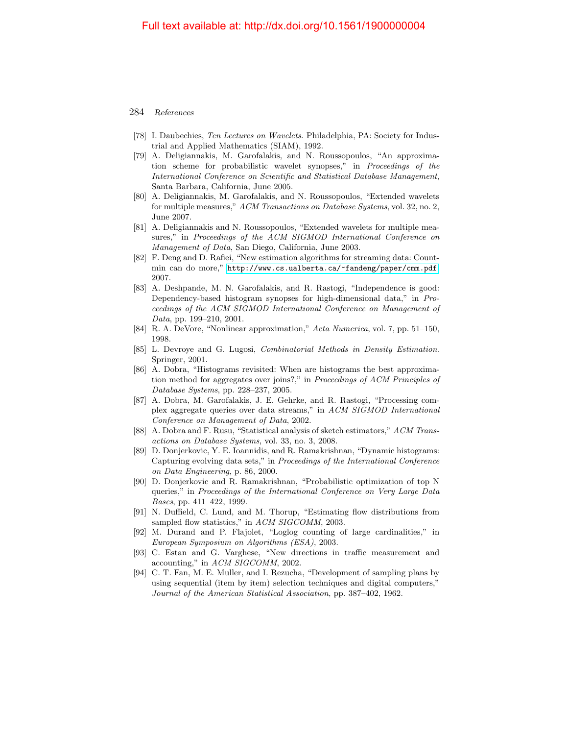[78] I. Daubechies, *Ten Lectures on Wavelets*. Philadelphia, PA: Society for Industrial and Applied Mathematics (SIAM), 1992.

[79] A. Deligiannakis, M. Garofalakis, and N. Roussopoulos, "An approximation scheme for probabilistic wavelet synopses," in *Proceedings of the International Conference on Scientific and Statistical Database Management*, Santa Barbara, California, June 2005.

[80] A. Deligiannakis, M. Garofalakis, and N. Roussopoulos, "Extended wavelets for multiple measures," *ACM Transactions on Database Systems*, vol. 32, no. 2, June 2007.

[81] A. Deligiannakis and N. Roussopoulos, "Extended wavelets for multiple measures," in *Proceedings of the ACM SIGMOD International Conference on Management of Data*, San Diego, California, June 2003.

[82] F. Deng and D. Rafiei, "New estimation algorithms for streaming data: Count-min can do more," http://www.cs.ualberta.ca/~fandeng/paper/cmm.pdf, 2007.

[83] A. Deshpande, M. N. Garofalakis, and R. Rastogi, "Independence is good: Dependency-based histogram synopses for high-dimensional data," in *Proceedings of the ACM SIGMOD International Conference on Management of Data*, pp. 199–210, 2001.

[84] R. A. DeVore, "Nonlinear approximation," *Acta Numerica*, vol. 7, pp. 51–150, 1998.

[85] L. Devroye and G. Lugosi, *Combinatorial Methods in Density Estimation*. Springer, 2001.

[86] A. Dobra, "Histograms revisited: When are histograms the best approximation method for aggregates over joins?," in *Proceedings of ACM Principles of Database Systems*, pp. 228–237, 2005.

[87] A. Dobra, M. Garofalakis, J. E. Gehrke, and R. Rastogi, "Processing complex aggregate queries over data streams," in *ACM SIGMOD International Conference on Management of Data*, 2002.

[88] A. Dobra and F. Rusu, "Statistical analysis of sketch estimators," *ACM Transactions on Database Systems*, vol. 33, no. 3, 2008.

[89] D. Donjerkovic, Y. E. Ioannidis, and R. Ramakrishnan, "Dynamic histograms: Capturing evolving data sets," in *Proceedings of the International Conference on Data Engineering*, p. 86, 2000.

[90] D. Donjerkovic and R. Ramakrishnan, "Probabilistic optimization of top N queries," in *Proceedings of the International Conference on Very Large Data Bases*, pp. 411–422, 1999.

[91] N. Duffield, C. Lund, and M. Thorup, "Estimating flow distributions from sampled flow statistics," in *ACM SIGCOMM*, 2003.

[92] M. Durand and P. Flajolet, "Loglog counting of large cardinalities," in *European Symposium on Algorithms (ESA)*, 2003.

[93] C. Estan and G. Varghese, "New directions in traffic measurement and accounting," in *ACM SIGCOMM*, 2002.

[94] C. T. Fan, M. E. Muller, and I. Rezucha, "Development of sampling plans by using sequential (item by item) selection techniques and digital computers," *Journal of the American Statistical Association*, pp. 387–402, 1962.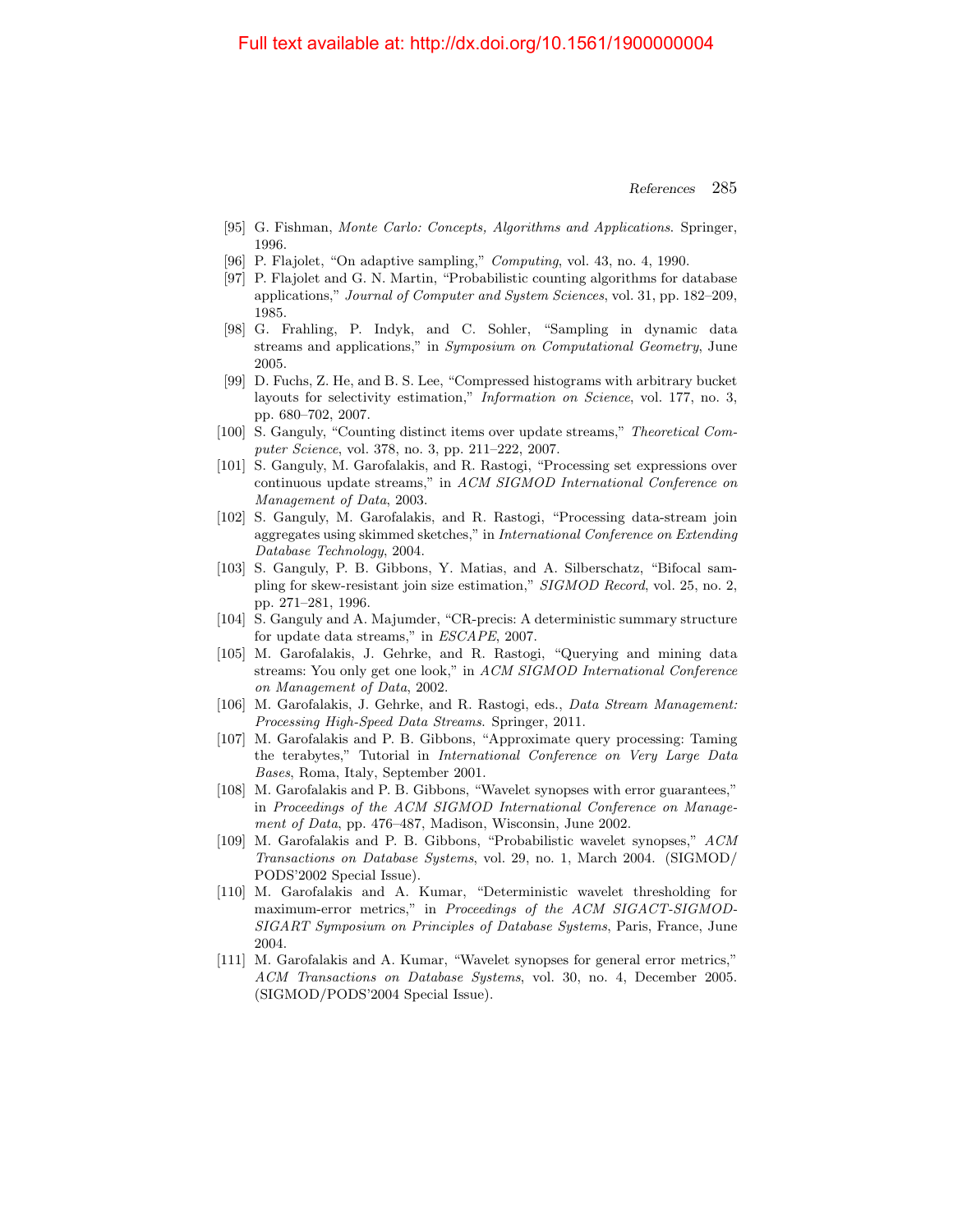[95] G. Fishman, *Monte Carlo: Concepts, Algorithms and Applications*. Springer, 1996.

[96] P. Flajolet, "On adaptive sampling," *Computing*, vol. 43, no. 4, 1990.

[97] P. Flajolet and G. N. Martin, "Probabilistic counting algorithms for database applications," *Journal of Computer and System Sciences*, vol. 31, pp. 182–209, 1985.

[98] G. Frahling, P. Indyk, and C. Sohler, "Sampling in dynamic data streams and applications," in *Symposium on Computational Geometry*, June 2005.

[99] D. Fuchs, Z. He, and B. S. Lee, "Compressed histograms with arbitrary bucket layouts for selectivity estimation," *Information on Science*, vol. 177, no. 3, pp. 680–702, 2007.

[100] S. Ganguly, "Counting distinct items over update streams," *Theoretical Computer Science*, vol. 378, no. 3, pp. 211–222, 2007.

[101] S. Ganguly, M. Garofalakis, and R. Rastogi, "Processing set expressions over continuous update streams," in *ACM SIGMOD International Conference on Management of Data*, 2003.

[102] S. Ganguly, M. Garofalakis, and R. Rastogi, "Processing data-stream join aggregates using skimmed sketches," in *International Conference on Extending Database Technology*, 2004.

[103] S. Ganguly, P. B. Gibbons, Y. Matias, and A. Silberschatz, "Bifocal sampling for skew-resistant join size estimation," *SIGMOD Record*, vol. 25, no. 2, pp. 271–281, 1996.

[104] S. Ganguly and A. Majumder, "CR-precis: A deterministic summary structure for update data streams," in *ESCAPE*, 2007.

[105] M. Garofalakis, J. Gehrke, and R. Rastogi, "Querying and mining data streams: You only get one look," in *ACM SIGMOD International Conference on Management of Data*, 2002.

[106] M. Garofalakis, J. Gehrke, and R. Rastogi, eds., *Data Stream Management: Processing High-Speed Data Streams*. Springer, 2011.

[107] M. Garofalakis and P. B. Gibbons, "Approximate query processing: Taming the terabytes," Tutorial in *International Conference on Very Large Data Bases*, Roma, Italy, September 2001.

[108] M. Garofalakis and P. B. Gibbons, "Wavelet synopses with error guarantees," in *Proceedings of the ACM SIGMOD International Conference on Management of Data*, pp. 476–487, Madison, Wisconsin, June 2002.

[109] M. Garofalakis and P. B. Gibbons, "Probabilistic wavelet synopses," *ACM Transactions on Database Systems*, vol. 29, no. 1, March 2004. (SIGMOD/PODS'2002 Special Issue).

[110] M. Garofalakis and A. Kumar, "Deterministic wavelet thresholding for maximum-error metrics," in *Proceedings of the ACM SIGACT-SIGMOD-SIGART Symposium on Principles of Database Systems*, Paris, France, June 2004.

[111] M. Garofalakis and A. Kumar, "Wavelet synopses for general error metrics," *ACM Transactions on Database Systems*, vol. 30, no. 4, December 2005. (SIGMOD/PODS'2004 Special Issue).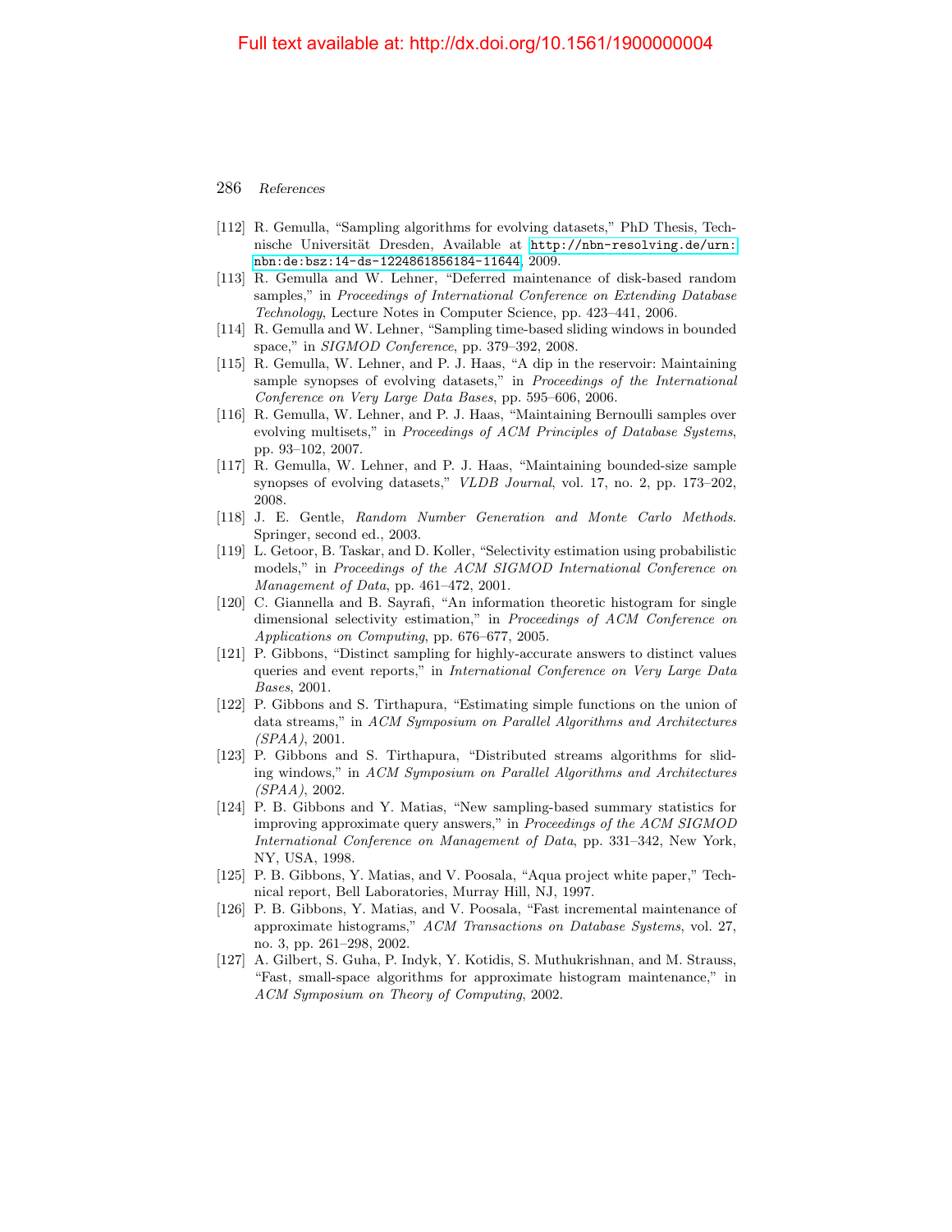[112] R. Gemulla, "Sampling algorithms for evolving datasets," PhD Thesis, Technische Universität Dresden, Available at http://nbn-resolving.de/urn:nbn:de:bsz:14-ds-1224861856184-11644, 2009.

[113] R. Gemulla and W. Lehner, "Deferred maintenance of disk-based random samples," in *Proceedings of International Conference on Extending Database Technology*, Lecture Notes in Computer Science, pp. 423–441, 2006.

[114] R. Gemulla and W. Lehner, "Sampling time-based sliding windows in bounded space," in *SIGMOD Conference*, pp. 379–392, 2008.

[115] R. Gemulla, W. Lehner, and P. J. Haas, "A dip in the reservoir: Maintaining sample synopses of evolving datasets," in *Proceedings of the International Conference on Very Large Data Bases*, pp. 595–606, 2006.

[116] R. Gemulla, W. Lehner, and P. J. Haas, "Maintaining Bernoulli samples over evolving multisets," in *Proceedings of ACM Principles of Database Systems*, pp. 93–102, 2007.

[117] R. Gemulla, W. Lehner, and P. J. Haas, "Maintaining bounded-size sample synopses of evolving datasets," *VLDB Journal*, vol. 17, no. 2, pp. 173–202, 2008.

[118] J. E. Gentle, *Random Number Generation and Monte Carlo Methods*. Springer, second ed., 2003.

[119] L. Getoor, B. Taskar, and D. Koller, "Selectivity estimation using probabilistic models," in *Proceedings of the ACM SIGMOD International Conference on Management of Data*, pp. 461–472, 2001.

[120] C. Giannella and B. Sayrafi, "An information theoretic histogram for single dimensional selectivity estimation," in *Proceedings of ACM Conference on Applications on Computing*, pp. 676–677, 2005.

[121] P. Gibbons, "Distinct sampling for highly-accurate answers to distinct values queries and event reports," in *International Conference on Very Large Data Bases*, 2001.

[122] P. Gibbons and S. Tirthapura, "Estimating simple functions on the union of data streams," in *ACM Symposium on Parallel Algorithms and Architectures (SPAA)*, 2001.

[123] P. Gibbons and S. Tirthapura, "Distributed streams algorithms for sliding windows," in *ACM Symposium on Parallel Algorithms and Architectures (SPAA)*, 2002.

[124] P. B. Gibbons and Y. Matias, "New sampling-based summary statistics for improving approximate query answers," in *Proceedings of the ACM SIGMOD International Conference on Management of Data*, pp. 331–342, New York, NY, USA, 1998.

[125] P. B. Gibbons, Y. Matias, and V. Poosala, "Aqua project white paper," Technical report, Bell Laboratories, Murray Hill, NJ, 1997.

[126] P. B. Gibbons, Y. Matias, and V. Poosala, "Fast incremental maintenance of approximate histograms," *ACM Transactions on Database Systems*, vol. 27, no. 3, pp. 261–298, 2002.

[127] A. Gilbert, S. Guha, P. Indyk, Y. Kotidis, S. Muthukrishnan, and M. Strauss, "Fast, small-space algorithms for approximate histogram maintenance," in *ACM Symposium on Theory of Computing*, 2002.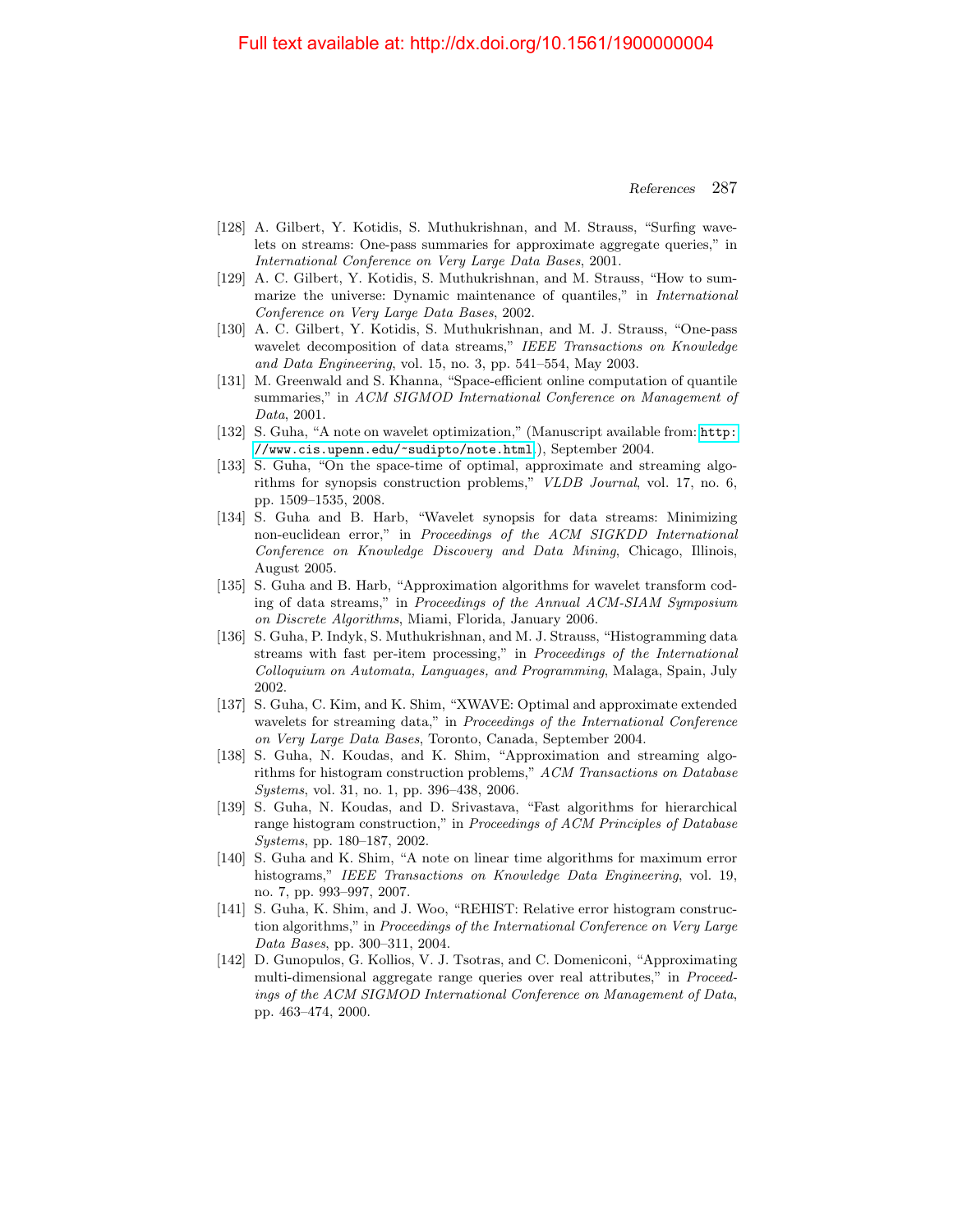[128] A. Gilbert, Y. Kotidis, S. Muthukrishnan, and M. Strauss, "Surfing wavelets on streams: One-pass summaries for approximate aggregate queries," in *International Conference on Very Large Data Bases*, 2001.

[129] A. C. Gilbert, Y. Kotidis, S. Muthukrishnan, and M. Strauss, "How to summarize the universe: Dynamic maintenance of quantiles," in *International Conference on Very Large Data Bases*, 2002.

[130] A. C. Gilbert, Y. Kotidis, S. Muthukrishnan, and M. J. Strauss, "One-pass wavelet decomposition of data streams," *IEEE Transactions on Knowledge and Data Engineering*, vol. 15, no. 3, pp. 541–554, May 2003.

[131] M. Greenwald and S. Khanna, "Space-efficient online computation of quantile summaries," in *ACM SIGMOD International Conference on Management of Data*, 2001.

[132] S. Guha, "A note on wavelet optimization," (Manuscript available from: `http://www.cis.upenn.edu/~sudipto/note.html`.), September 2004.

[133] S. Guha, "On the space-time of optimal, approximate and streaming algorithms for synopsis construction problems," *VLDB Journal*, vol. 17, no. 6, pp. 1509–1535, 2008.

[134] S. Guha and B. Harb, "Wavelet synopsis for data streams: Minimizing non-euclidean error," in *Proceedings of the ACM SIGKDD International Conference on Knowledge Discovery and Data Mining*, Chicago, Illinois, August 2005.

[135] S. Guha and B. Harb, "Approximation algorithms for wavelet transform coding of data streams," in *Proceedings of the Annual ACM-SIAM Symposium on Discrete Algorithms*, Miami, Florida, January 2006.

[136] S. Guha, P. Indyk, S. Muthukrishnan, and M. J. Strauss, "Histogramming data streams with fast per-item processing," in *Proceedings of the International Colloquium on Automata, Languages, and Programming*, Malaga, Spain, July 2002.

[137] S. Guha, C. Kim, and K. Shim, "XWAVE: Optimal and approximate extended wavelets for streaming data," in *Proceedings of the International Conference on Very Large Data Bases*, Toronto, Canada, September 2004.

[138] S. Guha, N. Koudas, and K. Shim, "Approximation and streaming algorithms for histogram construction problems," *ACM Transactions on Database Systems*, vol. 31, no. 1, pp. 396–438, 2006.

[139] S. Guha, N. Koudas, and D. Srivastava, "Fast algorithms for hierarchical range histogram construction," in *Proceedings of ACM Principles of Database Systems*, pp. 180–187, 2002.

[140] S. Guha and K. Shim, "A note on linear time algorithms for maximum error histograms," *IEEE Transactions on Knowledge Data Engineering*, vol. 19, no. 7, pp. 993–997, 2007.

[141] S. Guha, K. Shim, and J. Woo, "REHIST: Relative error histogram construction algorithms," in *Proceedings of the International Conference on Very Large Data Bases*, pp. 300–311, 2004.

[142] D. Gunopulos, G. Kollios, V. J. Tsotras, and C. Domeniconi, "Approximating multi-dimensional aggregate range queries over real attributes," in *Proceedings of the ACM SIGMOD International Conference on Management of Data*, pp. 463–474, 2000.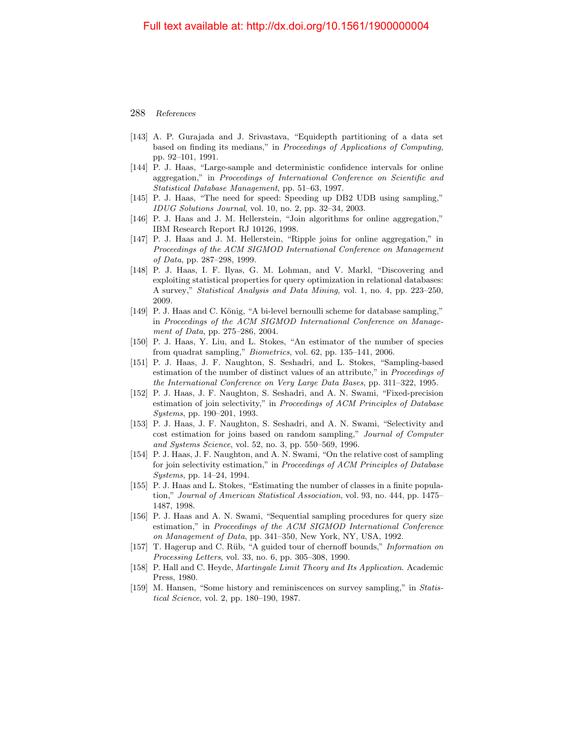[143] A. P. Gurajada and J. Srivastava, "Equidepth partitioning of a data set based on finding its medians," in *Proceedings of Applications of Computing*, pp. 92–101, 1991.

[144] P. J. Haas, "Large-sample and deterministic confidence intervals for online aggregation," in *Proceedings of International Conference on Scientific and Statistical Database Management*, pp. 51–63, 1997.

[145] P. J. Haas, "The need for speed: Speeding up DB2 UDB using sampling," *IDUG Solutions Journal*, vol. 10, no. 2, pp. 32–34, 2003.

[146] P. J. Haas and J. M. Hellerstein, "Join algorithms for online aggregation," IBM Research Report RJ 10126, 1998.

[147] P. J. Haas and J. M. Hellerstein, "Ripple joins for online aggregation," in *Proceedings of the ACM SIGMOD International Conference on Management of Data*, pp. 287–298, 1999.

[148] P. J. Haas, I. F. Ilyas, G. M. Lohman, and V. Markl, "Discovering and exploiting statistical properties for query optimization in relational databases: A survey," *Statistical Analysis and Data Mining*, vol. 1, no. 4, pp. 223–250, 2009.

[149] P. J. Haas and C. König, "A bi-level bernoulli scheme for database sampling," in *Proceedings of the ACM SIGMOD International Conference on Management of Data*, pp. 275–286, 2004.

[150] P. J. Haas, Y. Liu, and L. Stokes, "An estimator of the number of species from quadrat sampling," *Biometrics*, vol. 62, pp. 135–141, 2006.

[151] P. J. Haas, J. F. Naughton, S. Seshadri, and L. Stokes, "Sampling-based estimation of the number of distinct values of an attribute," in *Proceedings of the International Conference on Very Large Data Bases*, pp. 311–322, 1995.

[152] P. J. Haas, J. F. Naughton, S. Seshadri, and A. N. Swami, "Fixed-precision estimation of join selectivity," in *Proceedings of ACM Principles of Database Systems*, pp. 190–201, 1993.

[153] P. J. Haas, J. F. Naughton, S. Seshadri, and A. N. Swami, "Selectivity and cost estimation for joins based on random sampling," *Journal of Computer and Systems Science*, vol. 52, no. 3, pp. 550–569, 1996.

[154] P. J. Haas, J. F. Naughton, and A. N. Swami, "On the relative cost of sampling for join selectivity estimation," in *Proceedings of ACM Principles of Database Systems*, pp. 14–24, 1994.

[155] P. J. Haas and L. Stokes, "Estimating the number of classes in a finite population," *Journal of American Statistical Association*, vol. 93, no. 444, pp. 1475–1487, 1998.

[156] P. J. Haas and A. N. Swami, "Sequential sampling procedures for query size estimation," in *Proceedings of the ACM SIGMOD International Conference on Management of Data*, pp. 341–350, New York, NY, USA, 1992.

[157] T. Hagerup and C. Rüb, "A guided tour of chernoff bounds," *Information on Processing Letters*, vol. 33, no. 6, pp. 305–308, 1990.

[158] P. Hall and C. Heyde, *Martingale Limit Theory and Its Application*. Academic Press, 1980.

[159] M. Hansen, "Some history and reminiscences on survey sampling," in *Statistical Science*, vol. 2, pp. 180–190, 1987.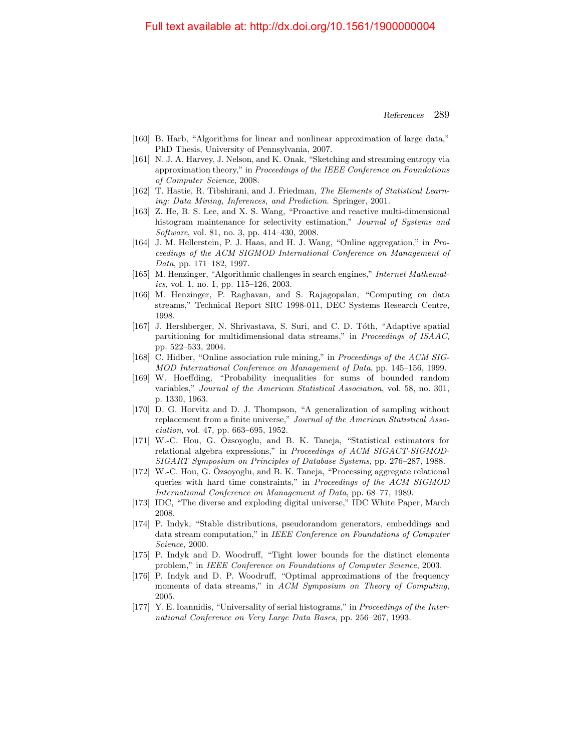[160] B. Harb, "Algorithms for linear and nonlinear approximation of large data," PhD Thesis, University of Pennsylvania, 2007.

[161] N. J. A. Harvey, J. Nelson, and K. Onak, "Sketching and streaming entropy via approximation theory," in *Proceedings of the IEEE Conference on Foundations of Computer Science*, 2008.

[162] T. Hastie, R. Tibshirani, and J. Friedman, *The Elements of Statistical Learning: Data Mining, Inferences, and Prediction*. Springer, 2001.

[163] Z. He, B. S. Lee, and X. S. Wang, "Proactive and reactive multi-dimensional histogram maintenance for selectivity estimation," *Journal of Systems and Software*, vol. 81, no. 3, pp. 414–430, 2008.

[164] J. M. Hellerstein, P. J. Haas, and H. J. Wang, "Online aggregation," in *Proceedings of the ACM SIGMOD International Conference on Management of Data*, pp. 171–182, 1997.

[165] M. Henzinger, "Algorithmic challenges in search engines," *Internet Mathematics*, vol. 1, no. 1, pp. 115–126, 2003.

[166] M. Henzinger, P. Raghavan, and S. Rajagopalan, "Computing on data streams," Technical Report SRC 1998-011, DEC Systems Research Centre, 1998.

[167] J. Hershberger, N. Shrivastava, S. Suri, and C. D. Tóth, "Adaptive spatial partitioning for multidimensional data streams," in *Proceedings of ISAAC*, pp. 522–533, 2004.

[168] C. Hidber, "Online association rule mining," in *Proceedings of the ACM SIGMOD International Conference on Management of Data*, pp. 145–156, 1999.

[169] W. Hoeffding, "Probability inequalities for sums of bounded random variables," *Journal of the American Statistical Association*, vol. 58, no. 301, p. 1330, 1963.

[170] D. G. Horvitz and D. J. Thompson, "A generalization of sampling without replacement from a finite universe," *Journal of the American Statistical Association*, vol. 47, pp. 663–695, 1952.

[171] W.-C. Hou, G. Özsoyoglu, and B. K. Taneja, "Statistical estimators for relational algebra expressions," in *Proceedings of ACM SIGACT-SIGMOD-SIGART Symposium on Principles of Database Systems*, pp. 276–287, 1988.

[172] W.-C. Hou, G. Özsoyoglu, and B. K. Taneja, "Processing aggregate relational queries with hard time constraints," in *Proceedings of the ACM SIGMOD International Conference on Management of Data*, pp. 68–77, 1989.

[173] IDC, "The diverse and exploding digital universe," IDC White Paper, March 2008.

[174] P. Indyk, "Stable distributions, pseudorandom generators, embeddings and data stream computation," in *IEEE Conference on Foundations of Computer Science*, 2000.

[175] P. Indyk and D. Woodruff, "Tight lower bounds for the distinct elements problem," in *IEEE Conference on Foundations of Computer Science*, 2003.

[176] P. Indyk and D. P. Woodruff, "Optimal approximations of the frequency moments of data streams," in *ACM Symposium on Theory of Computing*, 2005.

[177] Y. E. Ioannidis, "Universality of serial histograms," in *Proceedings of the International Conference on Very Large Data Bases*, pp. 256–267, 1993.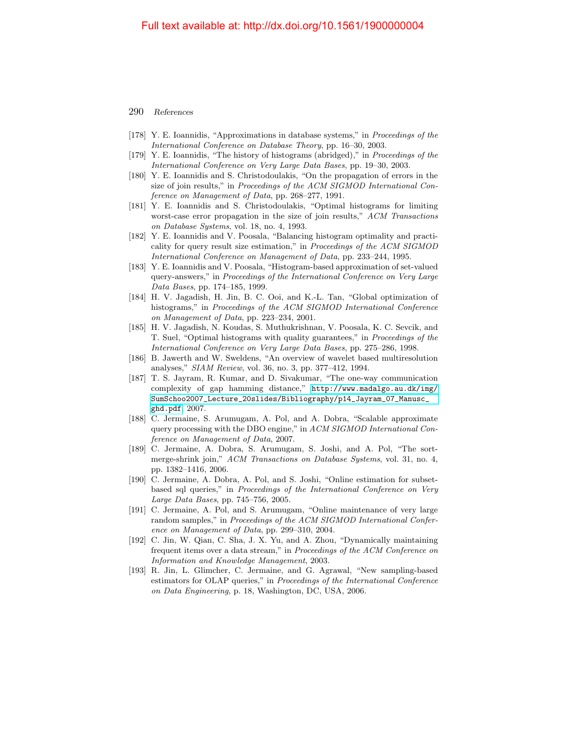[178] Y. E. Ioannidis, "Approximations in database systems," in *Proceedings of the International Conference on Database Theory*, pp. 16–30, 2003.

[179] Y. E. Ioannidis, "The history of histograms (abridged)," in *Proceedings of the International Conference on Very Large Data Bases*, pp. 19–30, 2003.

[180] Y. E. Ioannidis and S. Christodoulakis, "On the propagation of errors in the size of join results," in *Proceedings of the ACM SIGMOD International Conference on Management of Data*, pp. 268–277, 1991.

[181] Y. E. Ioannidis and S. Christodoulakis, "Optimal histograms for limiting worst-case error propagation in the size of join results," *ACM Transactions on Database Systems*, vol. 18, no. 4, 1993.

[182] Y. E. Ioannidis and V. Poosala, "Balancing histogram optimality and practicality for query result size estimation," in *Proceedings of the ACM SIGMOD International Conference on Management of Data*, pp. 233–244, 1995.

[183] Y. E. Ioannidis and V. Poosala, "Histogram-based approximation of set-valued query-answers," in *Proceedings of the International Conference on Very Large Data Bases*, pp. 174–185, 1999.

[184] H. V. Jagadish, H. Jin, B. C. Ooi, and K.-L. Tan, "Global optimization of histograms," in *Proceedings of the ACM SIGMOD International Conference on Management of Data*, pp. 223–234, 2001.

[185] H. V. Jagadish, N. Koudas, S. Muthukrishnan, V. Poosala, K. C. Sevcik, and T. Suel, "Optimal histograms with quality guarantees," in *Proceedings of the International Conference on Very Large Data Bases*, pp. 275–286, 1998.

[186] B. Jawerth and W. Sweldens, "An overview of wavelet based multiresolution analyses," *SIAM Review*, vol. 36, no. 3, pp. 377–412, 1994.

[187] T. S. Jayram, R. Kumar, and D. Sivakumar, "The one-way communication complexity of gap hamming distance," http://www.madalgo.au.dk/img/SumSchoo2007_Lecture_20slides/Bibliography/p14_Jayram_07_Manusc_ghd.pdf, 2007.

[188] C. Jermaine, S. Arumugam, A. Pol, and A. Dobra, "Scalable approximate query processing with the DBO engine," in *ACM SIGMOD International Conference on Management of Data*, 2007.

[189] C. Jermaine, A. Dobra, S. Arumugam, S. Joshi, and A. Pol, "The sort-merge-shrink join," *ACM Transactions on Database Systems*, vol. 31, no. 4, pp. 1382–1416, 2006.

[190] C. Jermaine, A. Dobra, A. Pol, and S. Joshi, "Online estimation for subset-based sql queries," in *Proceedings of the International Conference on Very Large Data Bases*, pp. 745–756, 2005.

[191] C. Jermaine, A. Pol, and S. Arumugam, "Online maintenance of very large random samples," in *Proceedings of the ACM SIGMOD International Conference on Management of Data*, pp. 299–310, 2004.

[192] C. Jin, W. Qian, C. Sha, J. X. Yu, and A. Zhou, "Dynamically maintaining frequent items over a data stream," in *Proceedings of the ACM Conference on Information and Knowledge Management*, 2003.

[193] R. Jin, L. Glimcher, C. Jermaine, and G. Agrawal, "New sampling-based estimators for OLAP queries," in *Proceedings of the International Conference on Data Engineering*, p. 18, Washington, DC, USA, 2006.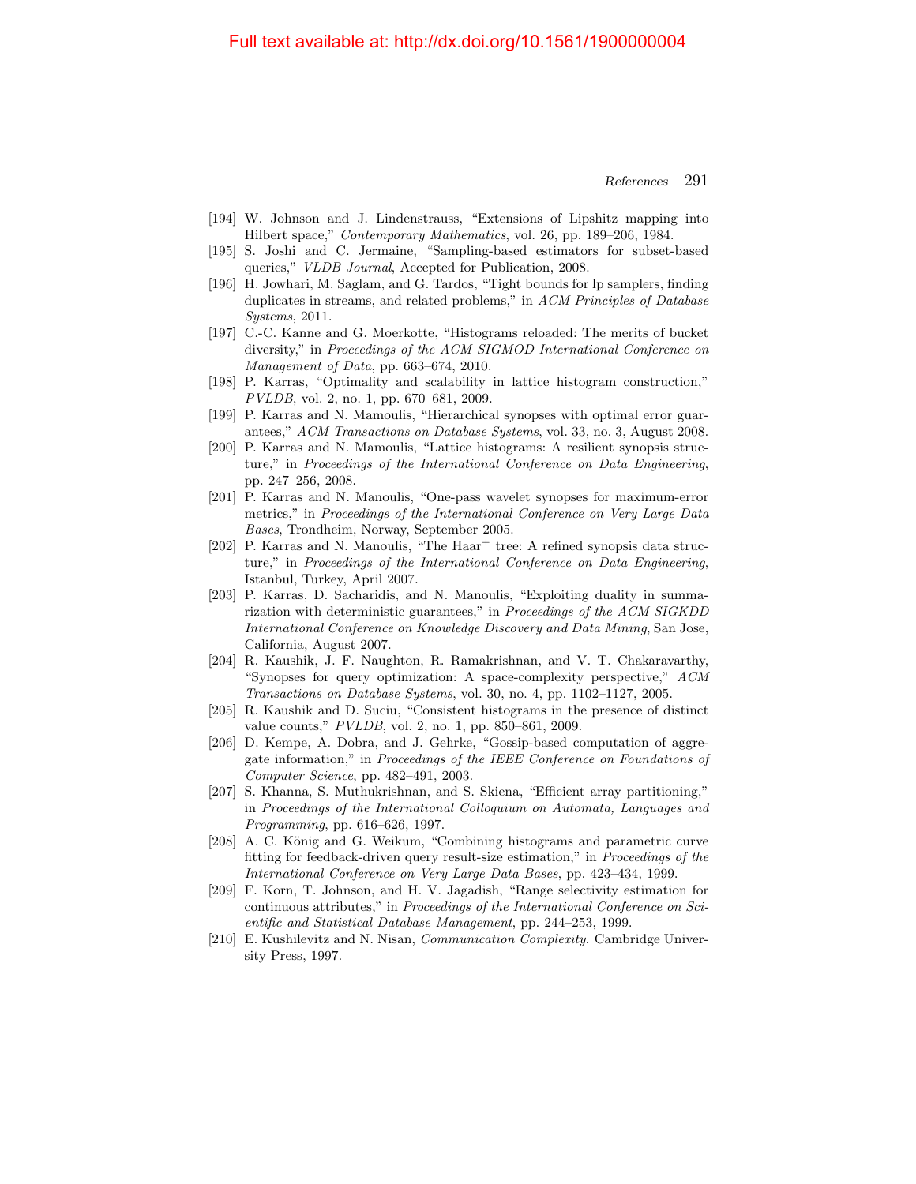[194] W. Johnson and J. Lindenstrauss, "Extensions of Lipshitz mapping into Hilbert space," *Contemporary Mathematics*, vol. 26, pp. 189–206, 1984.

[195] S. Joshi and C. Jermaine, "Sampling-based estimators for subset-based queries," *VLDB Journal*, Accepted for Publication, 2008.

[196] H. Jowhari, M. Saglam, and G. Tardos, "Tight bounds for lp samplers, finding duplicates in streams, and related problems," in *ACM Principles of Database Systems*, 2011.

[197] C.-C. Kanne and G. Moerkotte, "Histograms reloaded: The merits of bucket diversity," in *Proceedings of the ACM SIGMOD International Conference on Management of Data*, pp. 663–674, 2010.

[198] P. Karras, "Optimality and scalability in lattice histogram construction," *PVLDB*, vol. 2, no. 1, pp. 670–681, 2009.

[199] P. Karras and N. Mamoulis, "Hierarchical synopses with optimal error guarantees," *ACM Transactions on Database Systems*, vol. 33, no. 3, August 2008.

[200] P. Karras and N. Mamoulis, "Lattice histograms: A resilient synopsis structure," in *Proceedings of the International Conference on Data Engineering*, pp. 247–256, 2008.

[201] P. Karras and N. Manoulis, "One-pass wavelet synopses for maximum-error metrics," in *Proceedings of the International Conference on Very Large Data Bases*, Trondheim, Norway, September 2005.

[202] P. Karras and N. Manoulis, "The Haar$^+$ tree: A refined synopsis data structure," in *Proceedings of the International Conference on Data Engineering*, Istanbul, Turkey, April 2007.

[203] P. Karras, D. Sacharidis, and N. Manoulis, "Exploiting duality in summarization with deterministic guarantees," in *Proceedings of the ACM SIGKDD International Conference on Knowledge Discovery and Data Mining*, San Jose, California, August 2007.

[204] R. Kaushik, J. F. Naughton, R. Ramakrishnan, and V. T. Chakaravarthy, "Synopses for query optimization: A space-complexity perspective," *ACM Transactions on Database Systems*, vol. 30, no. 4, pp. 1102–1127, 2005.

[205] R. Kaushik and D. Suciu, "Consistent histograms in the presence of distinct value counts," *PVLDB*, vol. 2, no. 1, pp. 850–861, 2009.

[206] D. Kempe, A. Dobra, and J. Gehrke, "Gossip-based computation of aggregate information," in *Proceedings of the IEEE Conference on Foundations of Computer Science*, pp. 482–491, 2003.

[207] S. Khanna, S. Muthukrishnan, and S. Skiena, "Efficient array partitioning," in *Proceedings of the International Colloquium on Automata, Languages and Programming*, pp. 616–626, 1997.

[208] A. C. König and G. Weikum, "Combining histograms and parametric curve fitting for feedback-driven query result-size estimation," in *Proceedings of the International Conference on Very Large Data Bases*, pp. 423–434, 1999.

[209] F. Korn, T. Johnson, and H. V. Jagadish, "Range selectivity estimation for continuous attributes," in *Proceedings of the International Conference on Scientific and Statistical Database Management*, pp. 244–253, 1999.

[210] E. Kushilevitz and N. Nisan, *Communication Complexity*. Cambridge University Press, 1997.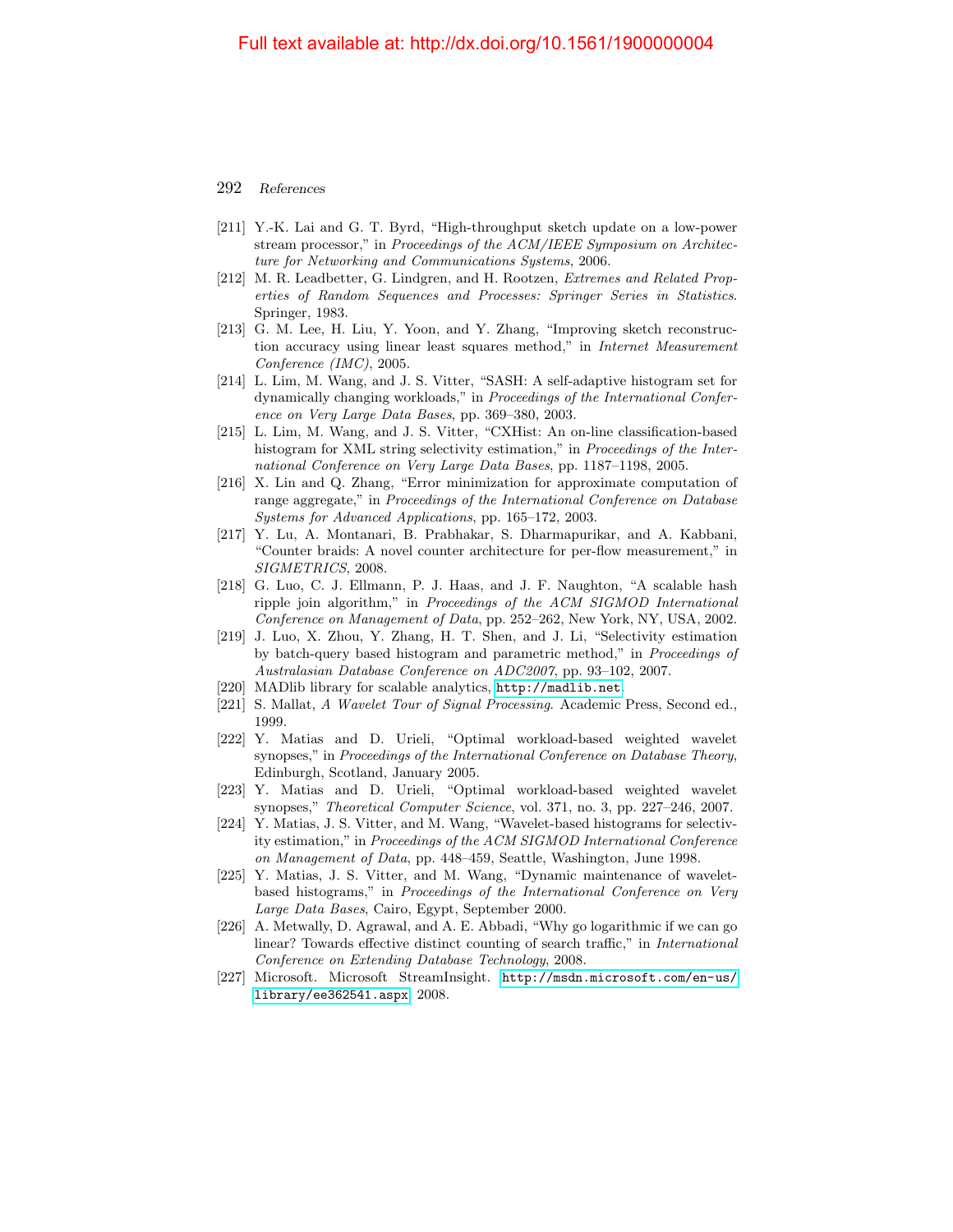[211] Y.-K. Lai and G. T. Byrd, "High-throughput sketch update on a low-power stream processor," in *Proceedings of the ACM/IEEE Symposium on Architecture for Networking and Communications Systems*, 2006.

[212] M. R. Leadbetter, G. Lindgren, and H. Rootzen, *Extremes and Related Properties of Random Sequences and Processes: Springer Series in Statistics*. Springer, 1983.

[213] G. M. Lee, H. Liu, Y. Yoon, and Y. Zhang, "Improving sketch reconstruction accuracy using linear least squares method," in *Internet Measurement Conference (IMC)*, 2005.

[214] L. Lim, M. Wang, and J. S. Vitter, "SASH: A self-adaptive histogram set for dynamically changing workloads," in *Proceedings of the International Conference on Very Large Data Bases*, pp. 369–380, 2003.

[215] L. Lim, M. Wang, and J. S. Vitter, "CXHist: An on-line classification-based histogram for XML string selectivity estimation," in *Proceedings of the International Conference on Very Large Data Bases*, pp. 1187–1198, 2005.

[216] X. Lin and Q. Zhang, "Error minimization for approximate computation of range aggregate," in *Proceedings of the International Conference on Database Systems for Advanced Applications*, pp. 165–172, 2003.

[217] Y. Lu, A. Montanari, B. Prabhakar, S. Dharmapurikar, and A. Kabbani, "Counter braids: A novel counter architecture for per-flow measurement," in *SIGMETRICS*, 2008.

[218] G. Luo, C. J. Ellmann, P. J. Haas, and J. F. Naughton, "A scalable hash ripple join algorithm," in *Proceedings of the ACM SIGMOD International Conference on Management of Data*, pp. 252–262, New York, NY, USA, 2002.

[219] J. Luo, X. Zhou, Y. Zhang, H. T. Shen, and J. Li, "Selectivity estimation by batch-query based histogram and parametric method," in *Proceedings of Australasian Database Conference on ADC2007*, pp. 93–102, 2007.

[220] MADlib library for scalable analytics, http://madlib.net.

[221] S. Mallat, *A Wavelet Tour of Signal Processing*. Academic Press, Second ed., 1999.

[222] Y. Matias and D. Urieli, "Optimal workload-based weighted wavelet synopses," in *Proceedings of the International Conference on Database Theory*, Edinburgh, Scotland, January 2005.

[223] Y. Matias and D. Urieli, "Optimal workload-based weighted wavelet synopses," *Theoretical Computer Science*, vol. 371, no. 3, pp. 227–246, 2007.

[224] Y. Matias, J. S. Vitter, and M. Wang, "Wavelet-based histograms for selectivity estimation," in *Proceedings of the ACM SIGMOD International Conference on Management of Data*, pp. 448–459, Seattle, Washington, June 1998.

[225] Y. Matias, J. S. Vitter, and M. Wang, "Dynamic maintenance of wavelet-based histograms," in *Proceedings of the International Conference on Very Large Data Bases*, Cairo, Egypt, September 2000.

[226] A. Metwally, D. Agrawal, and A. E. Abbadi, "Why go logarithmic if we can go linear? Towards effective distinct counting of search traffic," in *International Conference on Extending Database Technology*, 2008.

[227] Microsoft. Microsoft StreamInsight. http://msdn.microsoft.com/en-us/library/ee362541.aspx, 2008.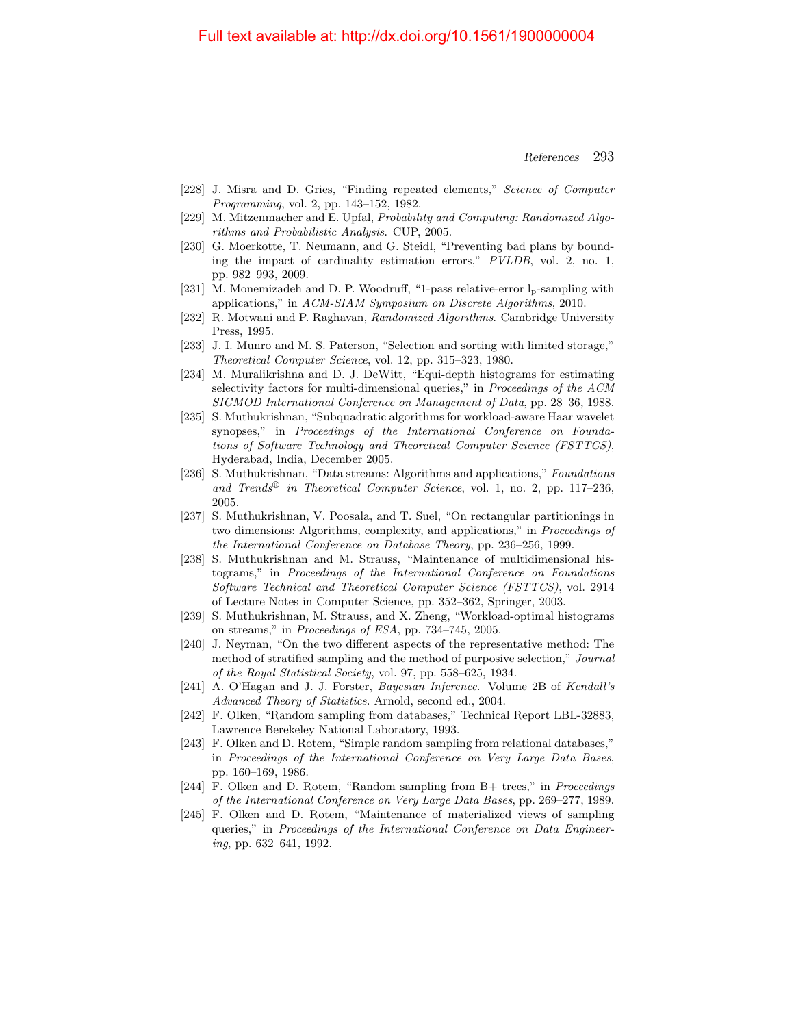Full text available at: http://dx.doi.org/10.1561/1900000004

- [228] J. Misra and D. Gries, "Finding repeated elements," *Science of Computer Programming*, vol. 2, pp. 143–152, 1982.
- [229] M. Mitzenmacher and E. Upfal, *Probability and Computing: Randomized Algorithms and Probabilistic Analysis*. CUP, 2005.
- [230] G. Moerkotte, T. Neumann, and G. Steidl, "Preventing bad plans by bounding the impact of cardinality estimation errors," *PVLDB*, vol. 2, no. 1, pp. 982–993, 2009.
- [231] M. Monemizadeh and D. P. Woodruff, "1-pass relative-error $l_p$-sampling with applications," in *ACM-SIAM Symposium on Discrete Algorithms*, 2010.
- [232] R. Motwani and P. Raghavan, *Randomized Algorithms*. Cambridge University Press, 1995.
- [233] J. I. Munro and M. S. Paterson, "Selection and sorting with limited storage," *Theoretical Computer Science*, vol. 12, pp. 315–323, 1980.
- [234] M. Muralikrishna and D. J. DeWitt, "Equi-depth histograms for estimating selectivity factors for multi-dimensional queries," in *Proceedings of the ACM SIGMOD International Conference on Management of Data*, pp. 28–36, 1988.
- [235] S. Muthukrishnan, "Subquadratic algorithms for workload-aware Haar wavelet synopses," in *Proceedings of the International Conference on Foundations of Software Technology and Theoretical Computer Science (FSTTCS)*, Hyderabad, India, December 2005.
- [236] S. Muthukrishnan, "Data streams: Algorithms and applications," *Foundations and Trends® in Theoretical Computer Science*, vol. 1, no. 2, pp. 117–236, 2005.
- [237] S. Muthukrishnan, V. Poosala, and T. Suel, "On rectangular partitionings in two dimensions: Algorithms, complexity, and applications," in *Proceedings of the International Conference on Database Theory*, pp. 236–256, 1999.
- [238] S. Muthukrishnan and M. Strauss, "Maintenance of multidimensional histograms," in *Proceedings of the International Conference on Foundations Software Technical and Theoretical Computer Science (FSTTCS)*, vol. 2914 of Lecture Notes in Computer Science, pp. 352–362, Springer, 2003.
- [239] S. Muthukrishnan, M. Strauss, and X. Zheng, "Workload-optimal histograms on streams," in *Proceedings of ESA*, pp. 734–745, 2005.
- [240] J. Neyman, "On the two different aspects of the representative method: The method of stratified sampling and the method of purposive selection," *Journal of the Royal Statistical Society*, vol. 97, pp. 558–625, 1934.
- [241] A. O'Hagan and J. J. Forster, *Bayesian Inference*. Volume 2B of *Kendall's Advanced Theory of Statistics*. Arnold, second ed., 2004.
- [242] F. Olken, "Random sampling from databases," Technical Report LBL-32883, Lawrence Berekeley National Laboratory, 1993.
- [243] F. Olken and D. Rotem, "Simple random sampling from relational databases," in *Proceedings of the International Conference on Very Large Data Bases*, pp. 160–169, 1986.
- [244] F. Olken and D. Rotem, "Random sampling from B+ trees," in *Proceedings of the International Conference on Very Large Data Bases*, pp. 269–277, 1989.
- [245] F. Olken and D. Rotem, "Maintenance of materialized views of sampling queries," in *Proceedings of the International Conference on Data Engineering*, pp. 632–641, 1992.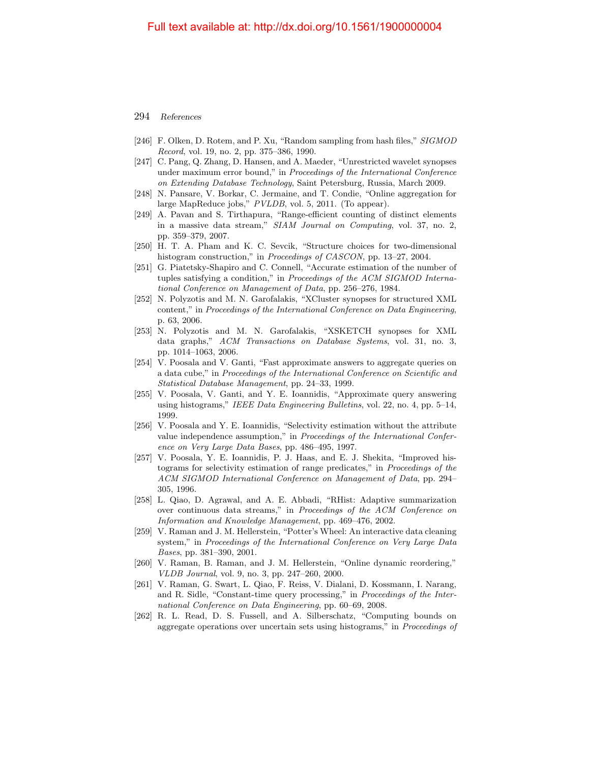[246] F. Olken, D. Rotem, and P. Xu, "Random sampling from hash files," *SIGMOD Record*, vol. 19, no. 2, pp. 375–386, 1990.

[247] C. Pang, Q. Zhang, D. Hansen, and A. Maeder, "Unrestricted wavelet synopses under maximum error bound," in *Proceedings of the International Conference on Extending Database Technology*, Saint Petersburg, Russia, March 2009.

[248] N. Pansare, V. Borkar, C. Jermaine, and T. Condie, "Online aggregation for large MapReduce jobs," *PVLDB*, vol. 5, 2011. (To appear).

[249] A. Pavan and S. Tirthapura, "Range-efficient counting of distinct elements in a massive data stream," *SIAM Journal on Computing*, vol. 37, no. 2, pp. 359–379, 2007.

[250] H. T. A. Pham and K. C. Sevcik, "Structure choices for two-dimensional histogram construction," in *Proceedings of CASCON*, pp. 13–27, 2004.

[251] G. Piatetsky-Shapiro and C. Connell, "Accurate estimation of the number of tuples satisfying a condition," in *Proceedings of the ACM SIGMOD International Conference on Management of Data*, pp. 256–276, 1984.

[252] N. Polyzotis and M. N. Garofalakis, "XCluster synopses for structured XML content," in *Proceedings of the International Conference on Data Engineering*, p. 63, 2006.

[253] N. Polyzotis and M. N. Garofalakis, "XSKETCH synopses for XML data graphs," *ACM Transactions on Database Systems*, vol. 31, no. 3, pp. 1014–1063, 2006.

[254] V. Poosala and V. Ganti, "Fast approximate answers to aggregate queries on a data cube," in *Proceedings of the International Conference on Scientific and Statistical Database Management*, pp. 24–33, 1999.

[255] V. Poosala, V. Ganti, and Y. E. Ioannidis, "Approximate query answering using histograms," *IEEE Data Engineering Bulletins*, vol. 22, no. 4, pp. 5–14, 1999.

[256] V. Poosala and Y. E. Ioannidis, "Selectivity estimation without the attribute value independence assumption," in *Proceedings of the International Conference on Very Large Data Bases*, pp. 486–495, 1997.

[257] V. Poosala, Y. E. Ioannidis, P. J. Haas, and E. J. Shekita, "Improved histograms for selectivity estimation of range predicates," in *Proceedings of the ACM SIGMOD International Conference on Management of Data*, pp. 294–305, 1996.

[258] L. Qiao, D. Agrawal, and A. E. Abbadi, "RHist: Adaptive summarization over continuous data streams," in *Proceedings of the ACM Conference on Information and Knowledge Management*, pp. 469–476, 2002.

[259] V. Raman and J. M. Hellerstein, "Potter's Wheel: An interactive data cleaning system," in *Proceedings of the International Conference on Very Large Data Bases*, pp. 381–390, 2001.

[260] V. Raman, B. Raman, and J. M. Hellerstein, "Online dynamic reordering," *VLDB Journal*, vol. 9, no. 3, pp. 247–260, 2000.

[261] V. Raman, G. Swart, L. Qiao, F. Reiss, V. Dialani, D. Kossmann, I. Narang, and R. Sidle, "Constant-time query processing," in *Proceedings of the International Conference on Data Engineering*, pp. 60–69, 2008.

[262] R. L. Read, D. S. Fussell, and A. Silberschatz, "Computing bounds on aggregate operations over uncertain sets using histograms," in *Proceedings of*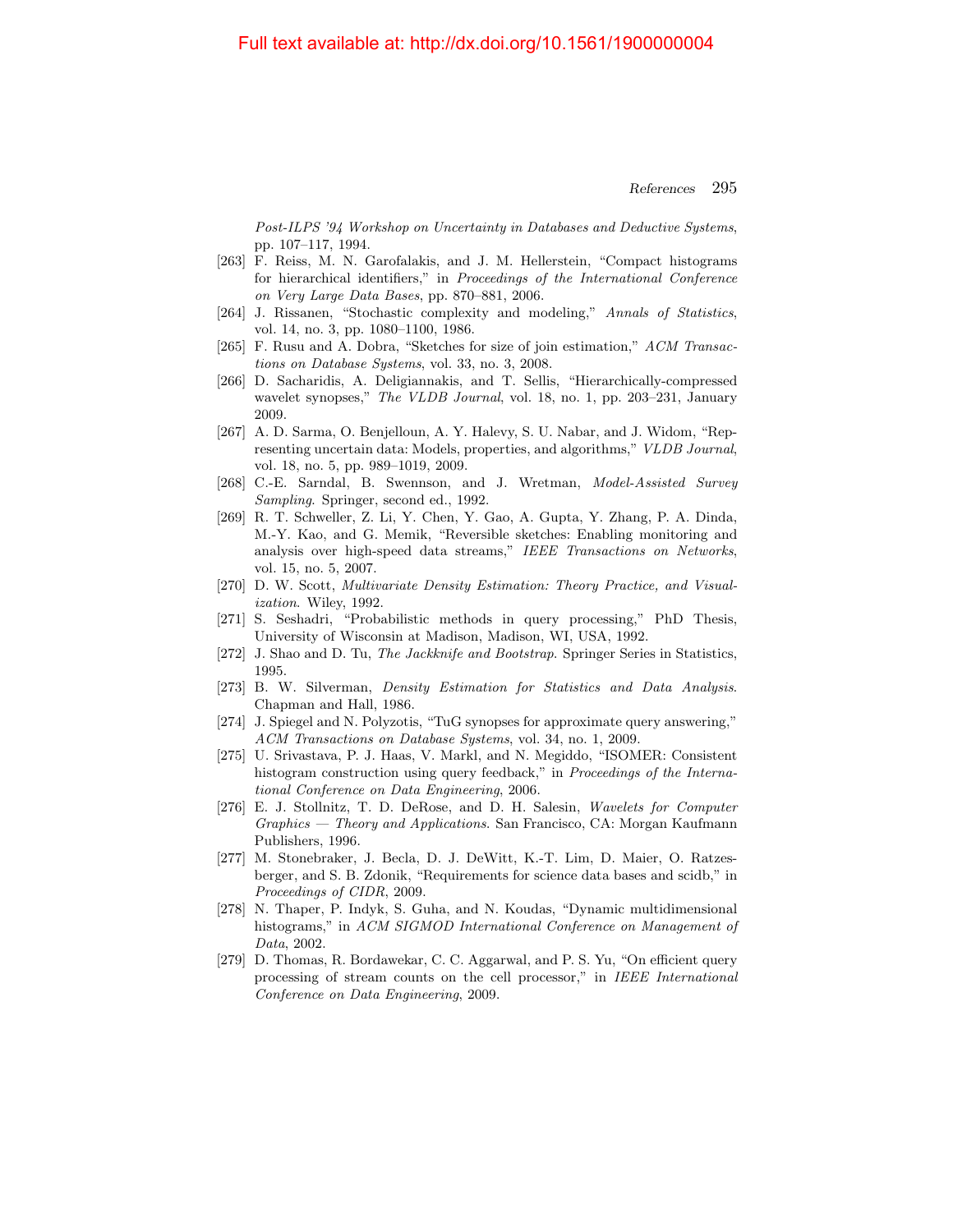*Post-ILPS '94 Workshop on Uncertainty in Databases and Deductive Systems*, pp. 107–117, 1994.

[263] F. Reiss, M. N. Garofalakis, and J. M. Hellerstein, "Compact histograms for hierarchical identifiers," in *Proceedings of the International Conference on Very Large Data Bases*, pp. 870–881, 2006.

[264] J. Rissanen, "Stochastic complexity and modeling," *Annals of Statistics*, vol. 14, no. 3, pp. 1080–1100, 1986.

[265] F. Rusu and A. Dobra, "Sketches for size of join estimation," *ACM Transactions on Database Systems*, vol. 33, no. 3, 2008.

[266] D. Sacharidis, A. Deligiannakis, and T. Sellis, "Hierarchically-compressed wavelet synopses," *The VLDB Journal*, vol. 18, no. 1, pp. 203–231, January 2009.

[267] A. D. Sarma, O. Benjelloun, A. Y. Halevy, S. U. Nabar, and J. Widom, "Representing uncertain data: Models, properties, and algorithms," *VLDB Journal*, vol. 18, no. 5, pp. 989–1019, 2009.

[268] C.-E. Sarndal, B. Swennson, and J. Wretman, *Model-Assisted Survey Sampling*. Springer, second ed., 1992.

[269] R. T. Schweller, Z. Li, Y. Chen, Y. Gao, A. Gupta, Y. Zhang, P. A. Dinda, M.-Y. Kao, and G. Memik, "Reversible sketches: Enabling monitoring and analysis over high-speed data streams," *IEEE Transactions on Networks*, vol. 15, no. 5, 2007.

[270] D. W. Scott, *Multivariate Density Estimation: Theory Practice, and Visualization*. Wiley, 1992.

[271] S. Seshadri, "Probabilistic methods in query processing," PhD Thesis, University of Wisconsin at Madison, Madison, WI, USA, 1992.

[272] J. Shao and D. Tu, *The Jackknife and Bootstrap*. Springer Series in Statistics, 1995.

[273] B. W. Silverman, *Density Estimation for Statistics and Data Analysis*. Chapman and Hall, 1986.

[274] J. Spiegel and N. Polyzotis, "TuG synopses for approximate query answering," *ACM Transactions on Database Systems*, vol. 34, no. 1, 2009.

[275] U. Srivastava, P. J. Haas, V. Markl, and N. Megiddo, "ISOMER: Consistent histogram construction using query feedback," in *Proceedings of the International Conference on Data Engineering*, 2006.

[276] E. J. Stollnitz, T. D. DeRose, and D. H. Salesin, *Wavelets for Computer Graphics — Theory and Applications*. San Francisco, CA: Morgan Kaufmann Publishers, 1996.

[277] M. Stonebraker, J. Becla, D. J. DeWitt, K.-T. Lim, D. Maier, O. Ratzesberger, and S. B. Zdonik, "Requirements for science data bases and scidb," in *Proceedings of CIDR*, 2009.

[278] N. Thaper, P. Indyk, S. Guha, and N. Koudas, "Dynamic multidimensional histograms," in *ACM SIGMOD International Conference on Management of Data*, 2002.

[279] D. Thomas, R. Bordawekar, C. C. Aggarwal, and P. S. Yu, "On efficient query processing of stream counts on the cell processor," in *IEEE International Conference on Data Engineering*, 2009.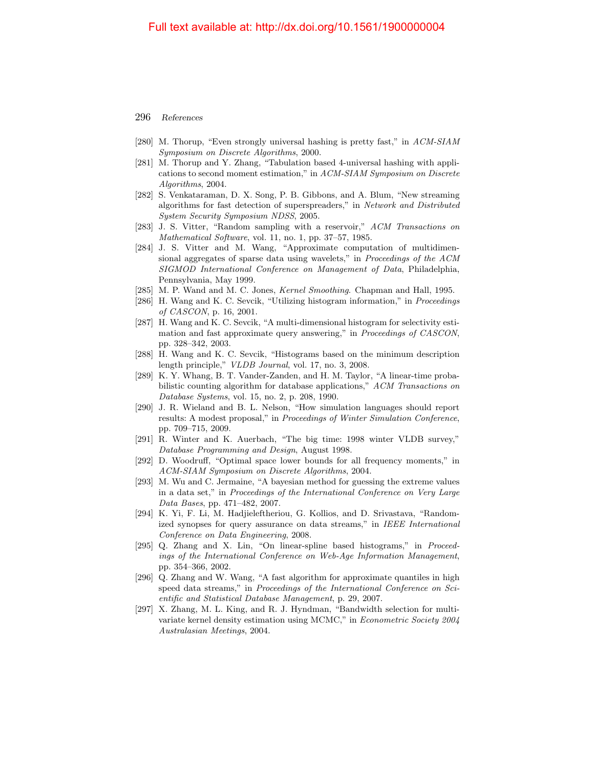[280] M. Thorup, "Even strongly universal hashing is pretty fast," in *ACM-SIAM Symposium on Discrete Algorithms*, 2000.

[281] M. Thorup and Y. Zhang, "Tabulation based 4-universal hashing with applications to second moment estimation," in *ACM-SIAM Symposium on Discrete Algorithms*, 2004.

[282] S. Venkataraman, D. X. Song, P. B. Gibbons, and A. Blum, "New streaming algorithms for fast detection of superspreaders," in *Network and Distributed System Security Symposium NDSS*, 2005.

[283] J. S. Vitter, "Random sampling with a reservoir," *ACM Transactions on Mathematical Software*, vol. 11, no. 1, pp. 37–57, 1985.

[284] J. S. Vitter and M. Wang, "Approximate computation of multidimensional aggregates of sparse data using wavelets," in *Proceedings of the ACM SIGMOD International Conference on Management of Data*, Philadelphia, Pennsylvania, May 1999.

[285] M. P. Wand and M. C. Jones, *Kernel Smoothing*. Chapman and Hall, 1995.

[286] H. Wang and K. C. Sevcik, "Utilizing histogram information," in *Proceedings of CASCON*, p. 16, 2001.

[287] H. Wang and K. C. Sevcik, "A multi-dimensional histogram for selectivity estimation and fast approximate query answering," in *Proceedings of CASCON*, pp. 328–342, 2003.

[288] H. Wang and K. C. Sevcik, "Histograms based on the minimum description length principle," *VLDB Journal*, vol. 17, no. 3, 2008.

[289] K. Y. Whang, B. T. Vander-Zanden, and H. M. Taylor, "A linear-time probabilistic counting algorithm for database applications," *ACM Transactions on Database Systems*, vol. 15, no. 2, p. 208, 1990.

[290] J. R. Wieland and B. L. Nelson, "How simulation languages should report results: A modest proposal," in *Proceedings of Winter Simulation Conference*, pp. 709–715, 2009.

[291] R. Winter and K. Auerbach, "The big time: 1998 winter VLDB survey," *Database Programming and Design*, August 1998.

[292] D. Woodruff, "Optimal space lower bounds for all frequency moments," in *ACM-SIAM Symposium on Discrete Algorithms*, 2004.

[293] M. Wu and C. Jermaine, "A bayesian method for guessing the extreme values in a data set," in *Proceedings of the International Conference on Very Large Data Bases*, pp. 471–482, 2007.

[294] K. Yi, F. Li, M. Hadjieleftheriou, G. Kollios, and D. Srivastava, "Randomized synopses for query assurance on data streams," in *IEEE International Conference on Data Engineering*, 2008.

[295] Q. Zhang and X. Lin, "On linear-spline based histograms," in *Proceedings of the International Conference on Web-Age Information Management*, pp. 354–366, 2002.

[296] Q. Zhang and W. Wang, "A fast algorithm for approximate quantiles in high speed data streams," in *Proceedings of the International Conference on Scientific and Statistical Database Management*, p. 29, 2007.

[297] X. Zhang, M. L. King, and R. J. Hyndman, "Bandwidth selection for multivariate kernel density estimation using MCMC," in *Econometric Society 2004 Australasian Meetings*, 2004.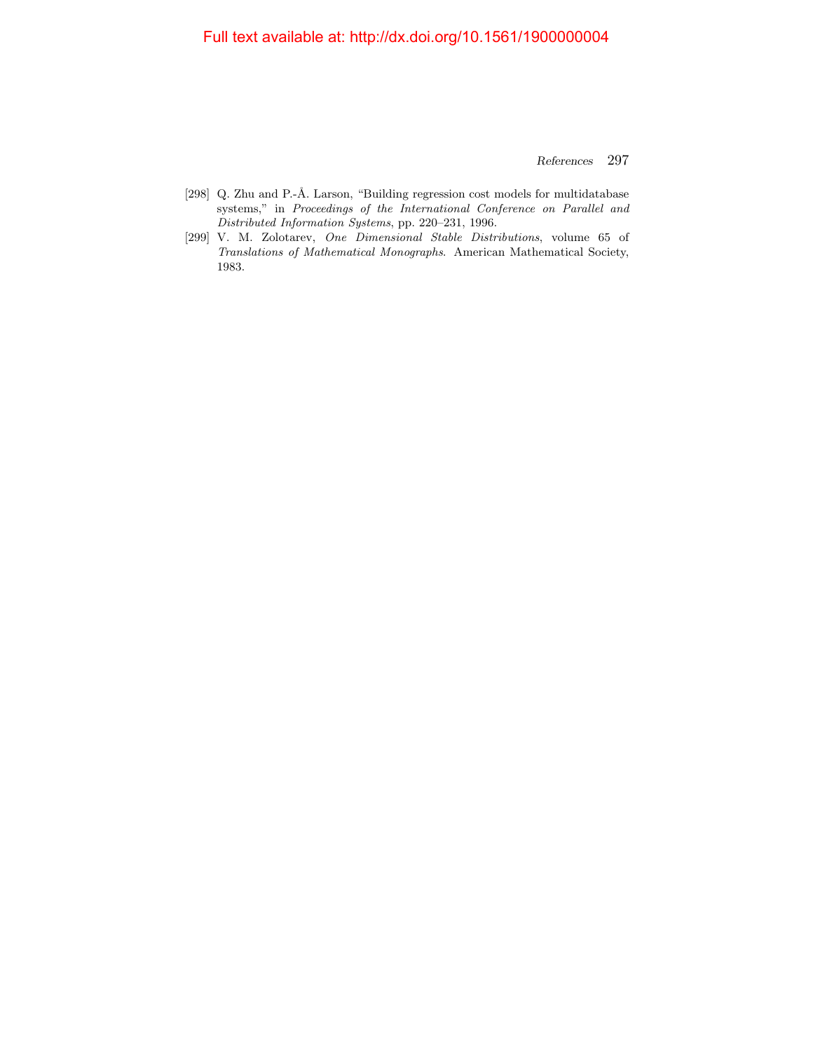[298] Q. Zhu and P.-Å. Larson, "Building regression cost models for multidatabase systems," in *Proceedings of the International Conference on Parallel and Distributed Information Systems*, pp. 220–231, 1996.

[299] V. M. Zolotarev, *One Dimensional Stable Distributions*, volume 65 of *Translations of Mathematical Monographs*. American Mathematical Society, 1983.